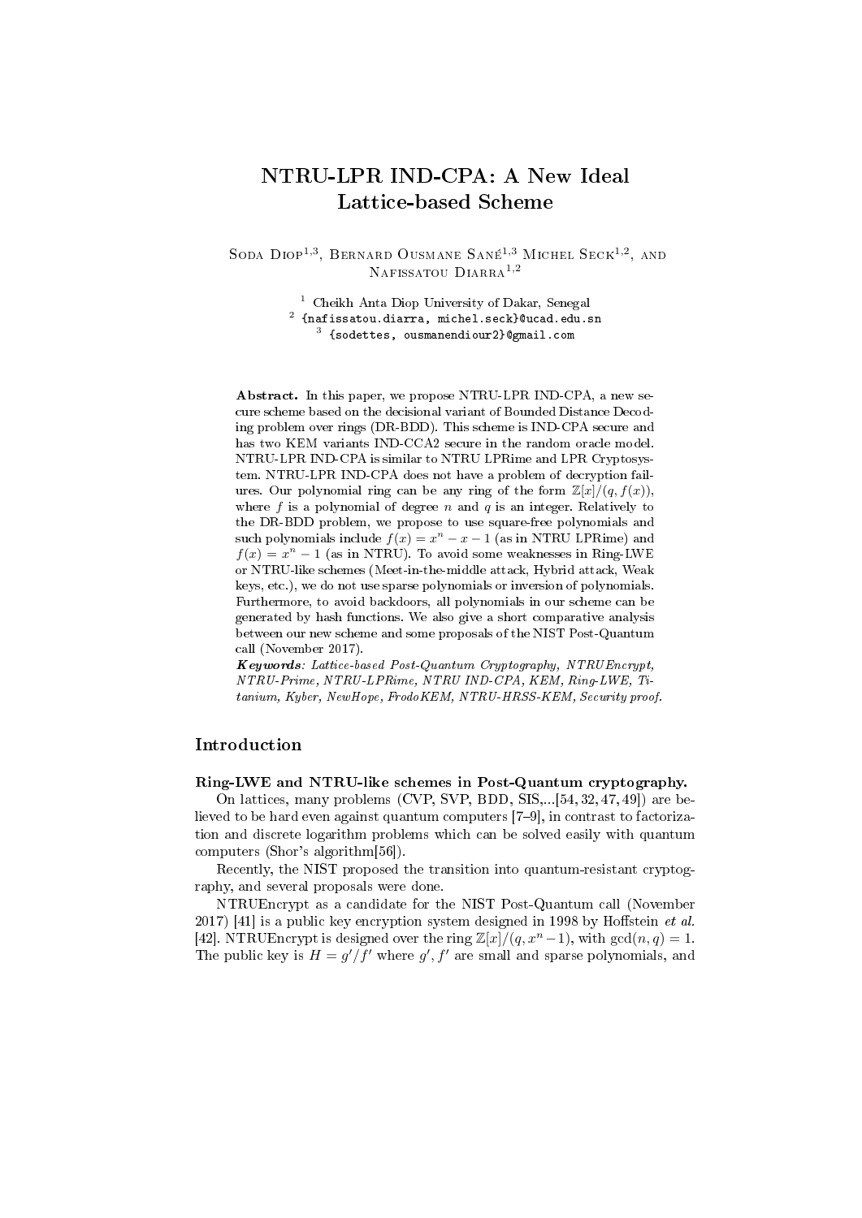# NTRU-LPR IND-CPA: A New Ideal Lattice-based Scheme

Soda Diop[1,3], Bernard Ousmane Sané[1,3] Michel Seck[1,2], and Nafissatou Diarra[1,2]

[1] Cheikh Anta Diop University of Dakar, Senegal
[2] {nafissatou.diarra, michel.seck}@ucad.edu.sn
[3] {sodettes, ousmanendiour2}@gmail.com

**Abstract.** In this paper, we propose NTRU-LPR IND-CPA, a new secure scheme based on the decisional variant of Bounded Distance Decoding problem over rings (DR-BDD). This scheme is IND-CPA secure and has two KEM variants IND-CCA2 secure in the random oracle model. NTRU-LPR IND-CPA is similar to NTRU LPRime and LPR Cryptosystem. NTRU-LPR IND-CPA does not have a problem of decryption failures. Our polynomial ring can be any ring of the form $\mathbb{Z}[x]/(q, f(x))$, where $f$ is a polynomial of degree $n$ and $q$ is an integer. Relatively to the DR-BDD problem, we propose to use square-free polynomials and such polynomials include $f(x) = x^n - x - 1$ (as in NTRU LPRime) and $f(x) = x^n - 1$ (as in NTRU). To avoid some weaknesses in Ring-LWE or NTRU-like schemes (Meet-in-the-middle attack, Hybrid attack, Weak keys, etc.), we do not use sparse polynomials or inversion of polynomials. Furthermore, to avoid backdoors, all polynomials in our scheme can be generated by hash functions. We also give a short comparative analysis between our new scheme and some proposals of the NIST Post-Quantum call (November 2017).

***Keywords***: *Lattice-based Post-Quantum Cryptography, NTRUEncrypt, NTRU-Prime, NTRU-LPRime, NTRU IND-CPA, KEM, Ring-LWE, Titanium, Kyber, NewHope, FrodoKEM, NTRU-HRSS-KEM, Security proof.*

## Introduction

**Ring-LWE and NTRU-like schemes in Post-Quantum cryptography.**

On lattices, many problems (CVP, SVP, BDD, SIS,...[54, 32, 47, 49]) are believed to be hard even against quantum computers [7–9], in contrast to factorization and discrete logarithm problems which can be solved easily with quantum computers (Shor's algorithm[56]).

Recently, the NIST proposed the transition into quantum-resistant cryptography, and several proposals were done.

NTRUEncrypt as a candidate for the NIST Post-Quantum call (November 2017) [41] is a public key encryption system designed in 1998 by Hoffstein *et al.* [42]. NTRUEncrypt is designed over the ring $\mathbb{Z}[x]/(q, x^n - 1)$, with $\gcd(n, q) = 1$. The public key is $H = g'/f'$ where $g', f'$ are small and sparse polynomials, and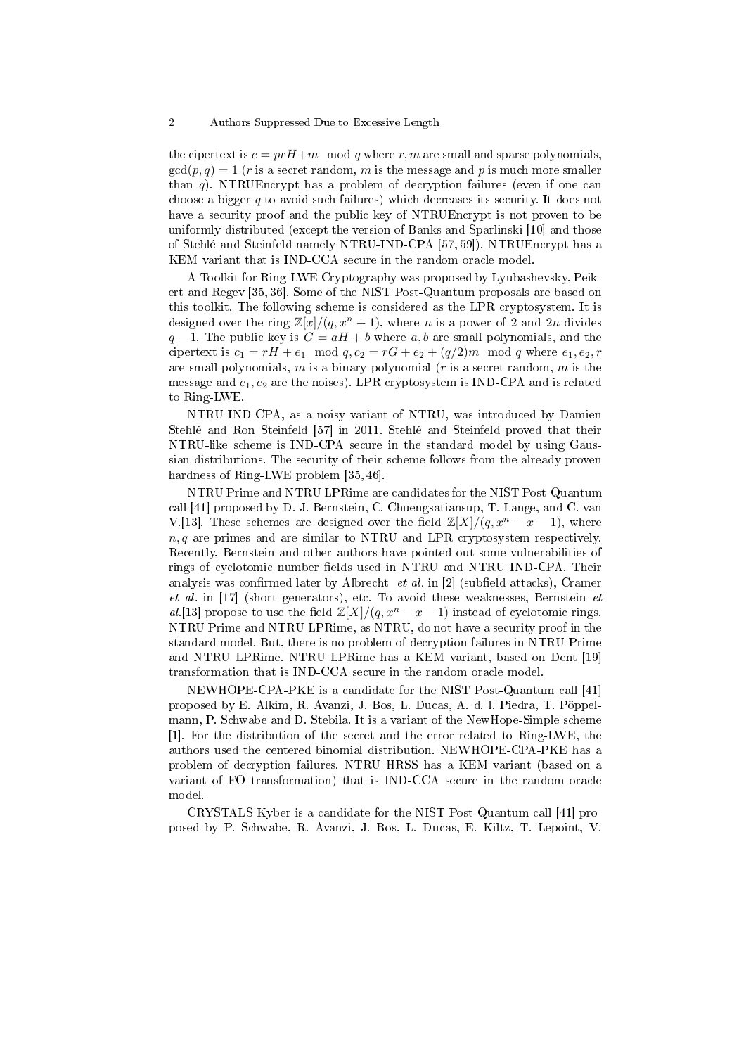the cipertext is $c = prH + m \mod q$ where $r, m$ are small and sparse polynomials, $\gcd(p, q) = 1$ ($r$ is a secret random, $m$ is the message and $p$ is much more smaller than $q$). NTRUEncrypt has a problem of decryption failures (even if one can choose a bigger $q$ to avoid such failures) which decreases its security. It does not have a security proof and the public key of NTRUEncrypt is not proven to be uniformly distributed (except the version of Banks and Sparlinski [10] and those of Stehlé and Steinfeld namely NTRU-IND-CPA [57, 59]). NTRUEncrypt has a KEM variant that is IND-CCA secure in the random oracle model.

A Toolkit for Ring-LWE Cryptography was proposed by Lyubashevsky, Peikert and Regev [35, 36]. Some of the NIST Post-Quantum proposals are based on this toolkit. The following scheme is considered as the LPR cryptosystem. It is designed over the ring $\mathbb{Z}[x]/(q, x^n + 1)$, where $n$ is a power of 2 and $2n$ divides $q - 1$. The public key is $G = aH + b$ where $a, b$ are small polynomials, and the cipertext is $c_1 = rH + e_1 \mod q, c_2 = rG + e_2 + (q/2)m \mod q$ where $e_1, e_2, r$ are small polynomials, $m$ is a binary polynomial ($r$ is a secret random, $m$ is the message and $e_1, e_2$ are the noises). LPR cryptosystem is IND-CPA and is related to Ring-LWE.

NTRU-IND-CPA, as a noisy variant of NTRU, was introduced by Damien Stehlé and Ron Steinfeld [57] in 2011. Stehlé and Steinfeld proved that their NTRU-like scheme is IND-CPA secure in the standard model by using Gaussian distributions. The security of their scheme follows from the already proven hardness of Ring-LWE problem [35, 46].

NTRU Prime and NTRU LPRime are candidates for the NIST Post-Quantum call [41] proposed by D. J. Bernstein, C. Chuengsatiansup, T. Lange, and C. van V.[13]. These schemes are designed over the field $\mathbb{Z}[X]/(q, x^n - x - 1)$, where $n, q$ are primes and are similar to NTRU and LPR cryptosystem respectively. Recently, Bernstein and other authors have pointed out some vulnerabilities of rings of cyclotomic number fields used in NTRU and NTRU IND-CPA. Their analysis was confirmed later by Albrecht *et al.* in [2] (subfield attacks), Cramer *et al.* in [17] (short generators), etc. To avoid these weaknesses, Bernstein *et al.*[13] propose to use the field $\mathbb{Z}[X]/(q, x^n - x - 1)$ instead of cyclotomic rings. NTRU Prime and NTRU LPRime, as NTRU, do not have a security proof in the standard model. But, there is no problem of decryption failures in NTRU-Prime and NTRU LPRime. NTRU LPRime has a KEM variant, based on Dent [19] transformation that is IND-CCA secure in the random oracle model.

NEWHOPE-CPA-PKE is a candidate for the NIST Post-Quantum call [41] proposed by E. Alkim, R. Avanzi, J. Bos, L. Ducas, A. d. l. Piedra, T. Pöppelmann, P. Schwabe and D. Stebila. It is a variant of the NewHope-Simple scheme [1]. For the distribution of the secret and the error related to Ring-LWE, the authors used the centered binomial distribution. NEWHOPE-CPA-PKE has a problem of decryption failures. NTRU HRSS has a KEM variant (based on a variant of FO transformation) that is IND-CCA secure in the random oracle model.

CRYSTALS-Kyber is a candidate for the NIST Post-Quantum call [41] proposed by P. Schwabe, R. Avanzi, J. Bos, L. Ducas, E. Kiltz, T. Lepoint, V.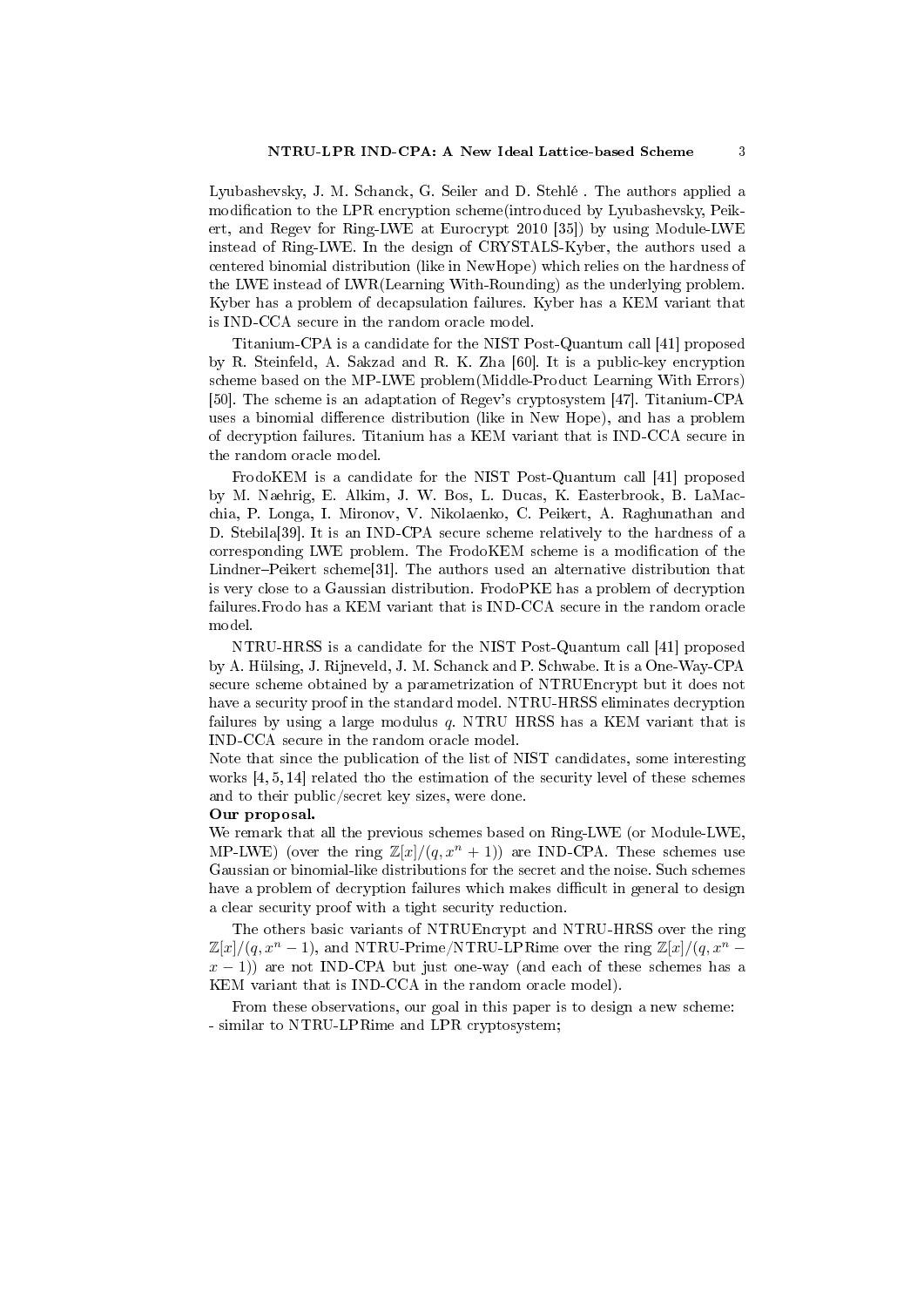Lyubashevsky, J. M. Schanck, G. Seiler and D. Stehlé . The authors applied a modification to the LPR encryption scheme(introduced by Lyubashevsky, Peikert, and Regev for Ring-LWE at Eurocrypt 2010 [35]) by using Module-LWE instead of Ring-LWE. In the design of CRYSTALS-Kyber, the authors used a centered binomial distribution (like in NewHope) which relies on the hardness of the LWE instead of LWR(Learning With-Rounding) as the underlying problem. Kyber has a problem of decapsulation failures. Kyber has a KEM variant that is IND-CCA secure in the random oracle model.

Titanium-CPA is a candidate for the NIST Post-Quantum call [41] proposed by R. Steinfeld, A. Sakzad and R. K. Zha [60]. It is a public-key encryption scheme based on the MP-LWE problem(Middle-Product Learning With Errors) [50]. The scheme is an adaptation of Regev's cryptosystem [47]. Titanium-CPA uses a binomial difference distribution (like in New Hope), and has a problem of decryption failures. Titanium has a KEM variant that is IND-CCA secure in the random oracle model.

FrodoKEM is a candidate for the NIST Post-Quantum call [41] proposed by M. Naehrig, E. Alkim, J. W. Bos, L. Ducas, K. Easterbrook, B. LaMacchia, P. Longa, I. Mironov, V. Nikolaenko, C. Peikert, A. Raghunathan and D. Stebila[39]. It is an IND-CPA secure scheme relatively to the hardness of a corresponding LWE problem. The FrodoKEM scheme is a modification of the Lindner–Peikert scheme[31]. The authors used an alternative distribution that is very close to a Gaussian distribution. FrodoPKE has a problem of decryption failures.Frodo has a KEM variant that is IND-CCA secure in the random oracle model.

NTRU-HRSS is a candidate for the NIST Post-Quantum call [41] proposed by A. Hülsing, J. Rijneveld, J. M. Schanck and P. Schwabe. It is a One-Way-CPA secure scheme obtained by a parametrization of NTRUEncrypt but it does not have a security proof in the standard model. NTRU-HRSS eliminates decryption failures by using a large modulus $q$. NTRU HRSS has a KEM variant that is IND-CCA secure in the random oracle model.
Note that since the publication of the list of NIST candidates, some interesting works [4, 5, 14] related tho the estimation of the security level of these schemes and to their public/secret key sizes, were done.

**Our proposal.**

We remark that all the previous schemes based on Ring-LWE (or Module-LWE, MP-LWE) (over the ring $\mathbb{Z}[x]/(q, x^n + 1)$) are IND-CPA. These schemes use Gaussian or binomial-like distributions for the secret and the noise. Such schemes have a problem of decryption failures which makes difficult in general to design a clear security proof with a tight security reduction.

The others basic variants of NTRUEncrypt and NTRU-HRSS over the ring $\mathbb{Z}[x]/(q, x^n - 1)$, and NTRU-Prime/NTRU-LPRime over the ring $\mathbb{Z}[x]/(q, x^n - x - 1)$) are not IND-CPA but just one-way (and each of these schemes has a KEM variant that is IND-CCA in the random oracle model).

From these observations, our goal in this paper is to design a new scheme:
- similar to NTRU-LPRime and LPR cryptosystem;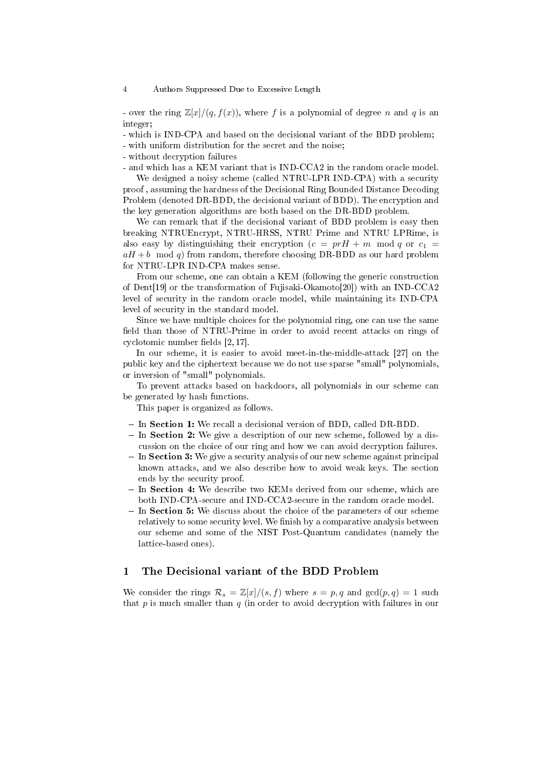- over the ring $\mathbb{Z}[x]/(q, f(x))$, where $f$ is a polynomial of degree $n$ and $q$ is an integer;
- which is IND-CPA and based on the decisional variant of the BDD problem;
- with uniform distribution for the secret and the noise;
- without decryption failures
- and which has a KEM variant that is IND-CCA2 in the random oracle model.

We designed a noisy scheme (called NTRU-LPR IND-CPA) with a security proof , assuming the hardness of the Decisional Ring Bounded Distance Decoding Problem (denoted DR-BDD, the decisional variant of BDD). The encryption and the key generation algorithms are both based on the DR-BDD problem.

We can remark that if the decisional variant of BDD problem is easy then breaking NTRUEncrypt, NTRU-HRSS, NTRU Prime and NTRU LPRime, is also easy by distinguishing their encryption ($c = prH + m \mod q$ or $c_1 = aH + b \mod q$) from random, therefore choosing DR-BDD as our hard problem for NTRU-LPR IND-CPA makes sense.

From our scheme, one can obtain a KEM (following the generic construction of Dent[19] or the transformation of Fujisaki-Okamoto[20]) with an IND-CCA2 level of security in the random oracle model, while maintaining its IND-CPA level of security in the standard model.

Since we have multiple choices for the polynomial ring, one can use the same field than those of NTRU-Prime in order to avoid recent attacks on rings of cyclotomic number fields [2, 17].

In our scheme, it is easier to avoid meet-in-the-middle-attack [27] on the public key and the ciphertext because we do not use sparse "small" polynomials, or inversion of "small" polynomials.

To prevent attacks based on backdoors, all polynomials in our scheme can be generated by hash functions.

This paper is organized as follows.

- In **Section 1:** We recall a decisional version of BDD, called DR-BDD.
- In **Section 2:** We give a description of our new scheme, followed by a discussion on the choice of our ring and how we can avoid decryption failures.
- In **Section 3:** We give a security analysis of our new scheme against principal known attacks, and we also describe how to avoid weak keys. The section ends by the security proof.
- In **Section 4:** We describe two KEMs derived from our scheme, which are both IND-CPA-secure and IND-CCA2-secure in the random oracle model.
- In **Section 5:** We discuss about the choice of the parameters of our scheme relatively to some security level. We finish by a comparative analysis between our scheme and some of the NIST Post-Quantum candidates (namely the lattice-based ones).

# 1 The Decisional variant of the BDD Problem

We consider the rings $\mathcal{R}_s = \mathbb{Z}[x]/(s, f)$ where $s = p, q$ and $\gcd(p, q) = 1$ such that $p$ is much smaller than $q$ (in order to avoid decryption with failures in our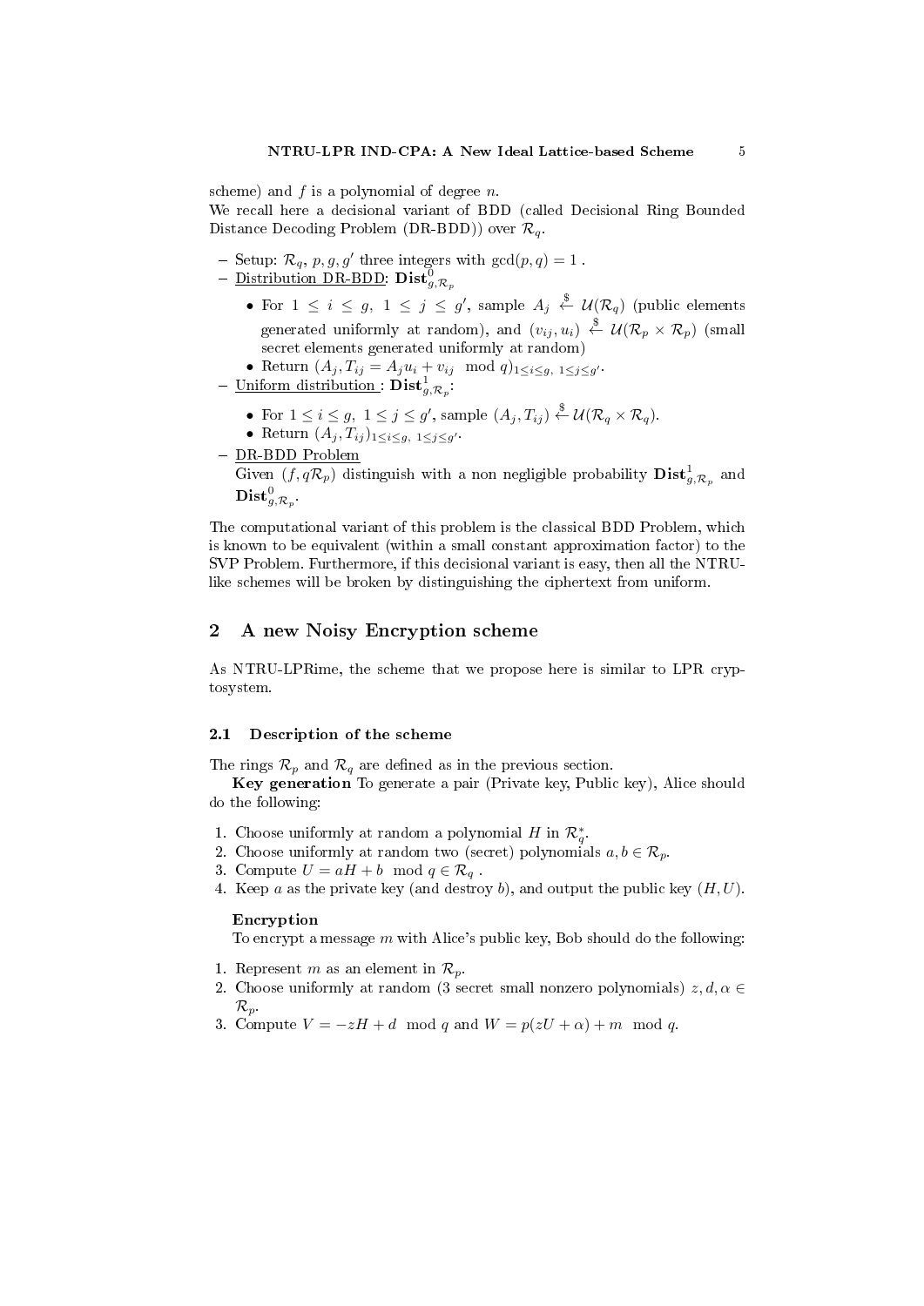scheme) and $f$ is a polynomial of degree $n$.
We recall here a decisional variant of BDD (called Decisional Ring Bounded Distance Decoding Problem (DR-BDD)) over $\mathcal{R}_q$.

- Setup: $\mathcal{R}_q$, $p, g, g'$ three integers with $\gcd(p, q) = 1$ .
- Distribution DR-BDD: $\mathbf{Dist}^0_{g,\mathcal{R}_p}$
  - For $1 \leq i \leq g,\ 1 \leq j \leq g'$, sample $A_j \xleftarrow{\$} \mathcal{U}(\mathcal{R}_q)$ (public elements generated uniformly at random), and $(v_{ij}, u_i) \xleftarrow{\$} \mathcal{U}(\mathcal{R}_p \times \mathcal{R}_p)$ (small secret elements generated uniformly at random)
  - Return $(A_j, T_{ij} = A_j u_i + v_{ij} \mod q)_{1 \leq i \leq g,\ 1 \leq j \leq g'}$.
- Uniform distribution : $\mathbf{Dist}^1_{g,\mathcal{R}_p}$:
  - For $1 \leq i \leq g,\ 1 \leq j \leq g'$, sample $(A_j, T_{ij}) \xleftarrow{\$} \mathcal{U}(\mathcal{R}_q \times \mathcal{R}_q)$.
  - Return $(A_j, T_{ij})_{1 \leq i \leq g,\ 1 \leq j \leq g'}$.
- DR-BDD Problem
  Given $(f, q\mathcal{R}_p)$ distinguish with a non negligible probability $\mathbf{Dist}^1_{g,\mathcal{R}_p}$ and $\mathbf{Dist}^0_{g,\mathcal{R}_p}$.

The computational variant of this problem is the classical BDD Problem, which is known to be equivalent (within a small constant approximation factor) to the SVP Problem. Furthermore, if this decisional variant is easy, then all the NTRU-like schemes will be broken by distinguishing the ciphertext from uniform.

## 2 A new Noisy Encryption scheme

As NTRU-LPRime, the scheme that we propose here is similar to LPR cryptosystem.

### 2.1 Description of the scheme

The rings $\mathcal{R}_p$ and $\mathcal{R}_q$ are defined as in the previous section.

**Key generation** To generate a pair (Private key, Public key), Alice should do the following:

1. Choose uniformly at random a polynomial $H$ in $\mathcal{R}_q^*$.
2. Choose uniformly at random two (secret) polynomials $a, b \in \mathcal{R}_p$.
3. Compute $U = aH + b \mod q \in \mathcal{R}_q$ .
4. Keep $a$ as the private key (and destroy $b$), and output the public key $(H, U)$.

**Encryption**

To encrypt a message $m$ with Alice's public key, Bob should do the following:

1. Represent $m$ as an element in $\mathcal{R}_p$.
2. Choose uniformly at random (3 secret small nonzero polynomials) $z, d, \alpha \in \mathcal{R}_p$.
3. Compute $V = -zH + d \mod q$ and $W = p(zU + \alpha) + m \mod q$.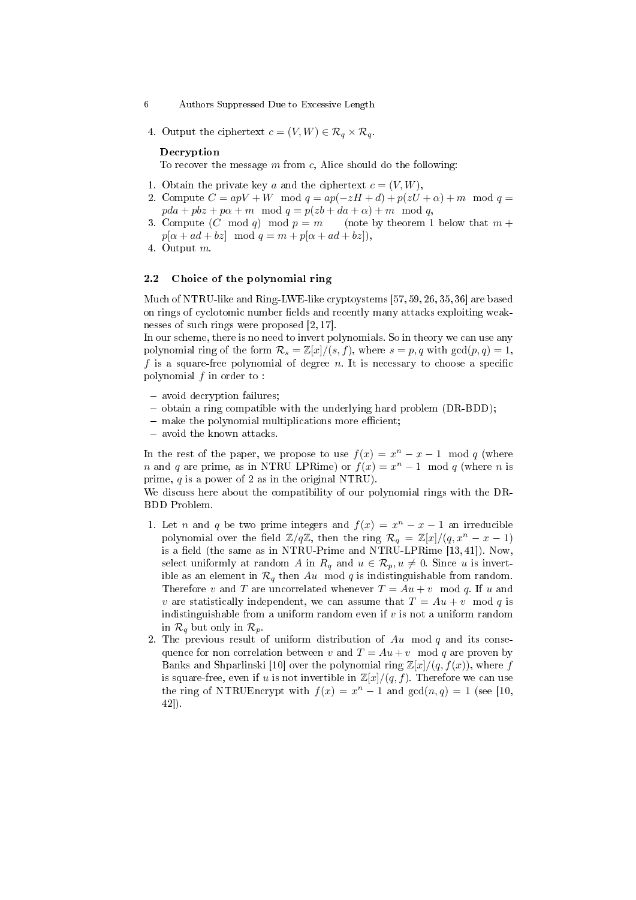4. Output the ciphertext $c = (V, W) \in \mathcal{R}_q \times \mathcal{R}_q$.

**Decryption**

To recover the message $m$ from $c$, Alice should do the following:

1. Obtain the private key $a$ and the ciphertext $c = (V, W)$,
2. Compute $C = apV + W \mod q = ap(-zH + d) + p(zU + \alpha) + m \mod q = pda + pbz + p\alpha + m \mod q = p(zb + da + \alpha) + m \mod q$,
3. Compute $(C \mod q) \mod p = m$ (note by theorem 1 below that $m + p[\alpha + ad + bz] \mod q = m + p[\alpha + ad + bz]$),
4. Output $m$.

### 2.2 Choice of the polynomial ring

Much of NTRU-like and Ring-LWE-like cryptoystems [57, 59, 26, 35, 36] are based on rings of cyclotomic number fields and recently many attacks exploiting weaknesses of such rings were proposed [2, 17].
In our scheme, there is no need to invert polynomials. So in theory we can use any polynomial ring of the form $\mathcal{R}_s = \mathbb{Z}[x]/(s, f)$, where $s = p, q$ with $\gcd(p, q) = 1$, $f$ is a square-free polynomial of degree $n$. It is necessary to choose a specific polynomial $f$ in order to :

- avoid decryption failures;
- obtain a ring compatible with the underlying hard problem (DR-BDD);
- make the polynomial multiplications more efficient;
- avoid the known attacks.

In the rest of the paper, we propose to use $f(x) = x^n - x - 1 \mod q$ (where $n$ and $q$ are prime, as in NTRU LPRime) or $f(x) = x^n - 1 \mod q$ (where $n$ is prime, $q$ is a power of 2 as in the original NTRU).
We discuss here about the compatibility of our polynomial rings with the DR-BDD Problem.

1. Let $n$ and $q$ be two prime integers and $f(x) = x^n - x - 1$ an irreducible polynomial over the field $\mathbb{Z}/q\mathbb{Z}$, then the ring $\mathcal{R}_q = \mathbb{Z}[x]/(q, x^n - x - 1)$ is a field (the same as in NTRU-Prime and NTRU-LPRime [13, 41]). Now, select uniformly at random $A$ in $R_q$ and $u \in \mathcal{R}_p, u \neq 0$. Since $u$ is invertible as an element in $\mathcal{R}_q$ then $Au \mod q$ is indistinguishable from random. Therefore $v$ and $T$ are uncorrelated whenever $T = Au + v \mod q$. If $u$ and $v$ are statistically independent, we can assume that $T = Au + v \mod q$ is indistinguishable from a uniform random even if $v$ is not a uniform random in $\mathcal{R}_q$ but only in $\mathcal{R}_p$.
2. The previous result of uniform distribution of $Au \mod q$ and its consequence for non correlation between $v$ and $T = Au + v \mod q$ are proven by Banks and Shparlinski [10] over the polynomial ring $\mathbb{Z}[x]/(q, f(x))$, where $f$ is square-free, even if $u$ is not invertible in $\mathbb{Z}[x]/(q, f)$. Therefore we can use the ring of NTRUEncrypt with $f(x) = x^n - 1$ and $\gcd(n, q) = 1$ (see [10, 42]).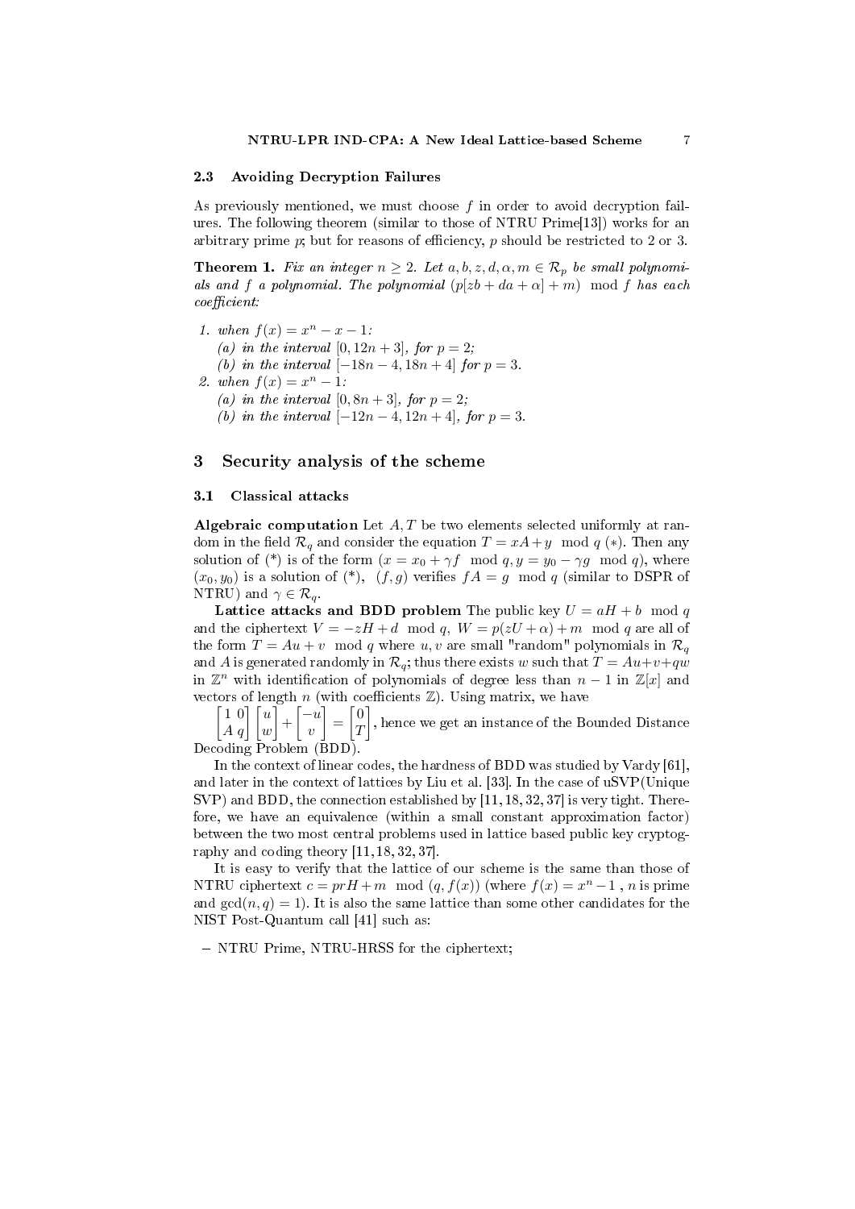### 2.3 Avoiding Decryption Failures

As previously mentioned, we must choose $f$ in order to avoid decryption failures. The following theorem (similar to those of NTRU Prime[13]) works for an arbitrary prime $p$; but for reasons of efficiency, $p$ should be restricted to 2 or 3.

**Theorem 1.** *Fix an integer $n \geq 2$. Let $a, b, z, d, \alpha, m \in \mathcal{R}_p$ be small polynomials and $f$ a polynomial. The polynomial $(p[zb + da + \alpha] + m) \mod f$ has each coefficient:*

1. *when $f(x) = x^n - x - 1$:*
   *(a) in the interval $[0, 12n + 3]$, for $p = 2$;*
   *(b) in the interval $[-18n - 4, 18n + 4]$ for $p = 3$.*
2. *when $f(x) = x^n - 1$:*
   *(a) in the interval $[0, 8n + 3]$, for $p = 2$;*
   *(b) in the interval $[-12n - 4, 12n + 4]$, for $p = 3$.*

## 3 Security analysis of the scheme

### 3.1 Classical attacks

**Algebraic computation** Let $A, T$ be two elements selected uniformly at random in the field $\mathcal{R}_q$ and consider the equation $T = xA + y \mod q$ (\*). Then any solution of (\*) is of the form $(x = x_0 + \gamma f \mod q, y = y_0 - \gamma g \mod q)$, where $(x_0, y_0)$ is a solution of (\*), $(f, g)$ verifies $fA = g \mod q$ (similar to DSPR of NTRU) and $\gamma \in \mathcal{R}_q$.

**Lattice attacks and BDD problem** The public key $U = aH + b \mod q$ and the ciphertext $V = -zH + d \mod q$, $W = p(zU + \alpha) + m \mod q$ are all of the form $T = Au + v \mod q$ where $u, v$ are small "random" polynomials in $\mathcal{R}_q$ and $A$ is generated randomly in $\mathcal{R}_q$; thus there exists $w$ such that $T = Au + v + qw$ in $\mathbb{Z}^n$ with identification of polynomials of degree less than $n - 1$ in $\mathbb{Z}[x]$ and vectors of length $n$ (with coefficients $\mathbb{Z}$). Using matrix, we have
$\begin{bmatrix} 1 & 0 \\ A & q \end{bmatrix} \begin{bmatrix} u \\ w \end{bmatrix} + \begin{bmatrix} -u \\ v \end{bmatrix} = \begin{bmatrix} 0 \\ T \end{bmatrix}$, hence we get an instance of the Bounded Distance Decoding Problem (BDD).

In the context of linear codes, the hardness of BDD was studied by Vardy [61], and later in the context of lattices by Liu et al. [33]. In the case of uSVP(Unique SVP) and BDD, the connection established by [11, 18, 32, 37] is very tight. Therefore, we have an equivalence (within a small constant approximation factor) between the two most central problems used in lattice based public key cryptography and coding theory [11, 18, 32, 37].

It is easy to verify that the lattice of our scheme is the same than those of NTRU ciphertext $c = prH + m \mod (q, f(x))$ (where $f(x) = x^n - 1$ , $n$ is prime and $\gcd(n, q) = 1$). It is also the same lattice than some other candidates for the NIST Post-Quantum call [41] such as:

- NTRU Prime, NTRU-HRSS for the ciphertext;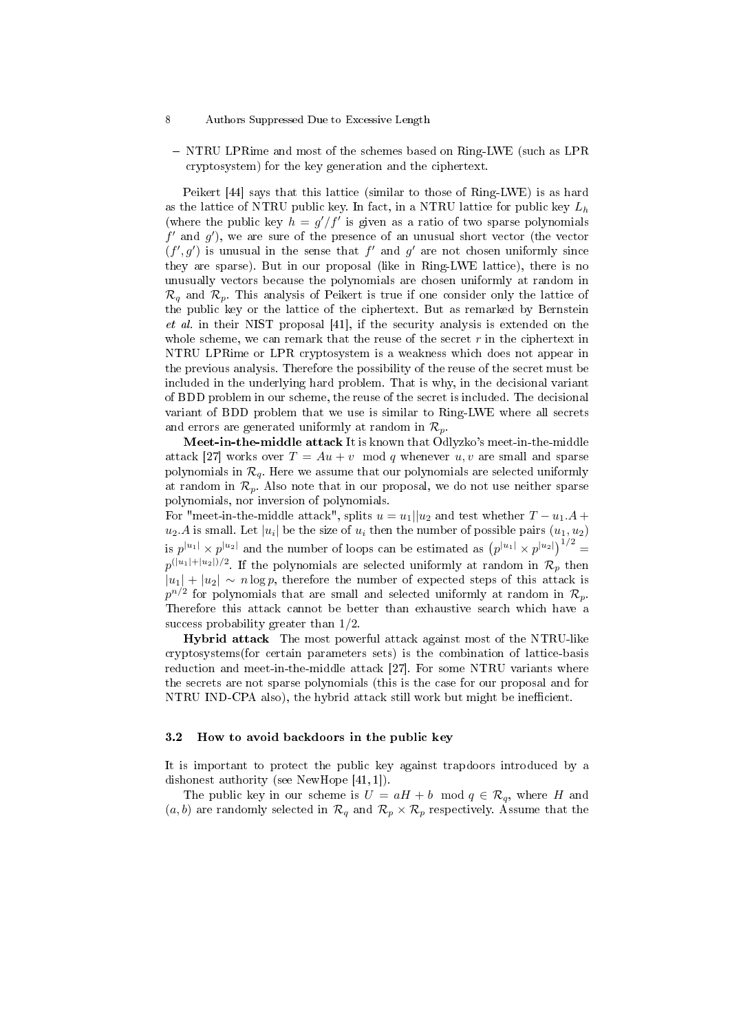– NTRU LPRime and most of the schemes based on Ring-LWE (such as LPR cryptosystem) for the key generation and the ciphertext.

Peikert [44] says that this lattice (similar to those of Ring-LWE) is as hard as the lattice of NTRU public key. In fact, in a NTRU lattice for public key $L_h$ (where the public key $h = g'/f'$ is given as a ratio of two sparse polynomials $f'$ and $g'$), we are sure of the presence of an unusual short vector (the vector $(f', g')$ is unusual in the sense that $f'$ and $g'$ are not chosen uniformly since they are sparse). But in our proposal (like in Ring-LWE lattice), there is no unusually vectors because the polynomials are chosen uniformly at random in $\mathcal{R}_q$ and $\mathcal{R}_p$. This analysis of Peikert is true if one consider only the lattice of the public key or the lattice of the ciphertext. But as remarked by Bernstein *et al.* in their NIST proposal [41], if the security analysis is extended on the whole scheme, we can remark that the reuse of the secret $r$ in the ciphertext in NTRU LPRime or LPR cryptosystem is a weakness which does not appear in the previous analysis. Therefore the possibility of the reuse of the secret must be included in the underlying hard problem. That is why, in the decisional variant of BDD problem in our scheme, the reuse of the secret is included. The decisional variant of BDD problem that we use is similar to Ring-LWE where all secrets and errors are generated uniformly at random in $\mathcal{R}_p$.

**Meet-in-the-middle attack** It is known that Odlyzko's meet-in-the-middle attack [27] works over $T = Au + v \mod q$ whenever $u, v$ are small and sparse polynomials in $\mathcal{R}_q$. Here we assume that our polynomials are selected uniformly at random in $\mathcal{R}_p$. Also note that in our proposal, we do not use neither sparse polynomials, nor inversion of polynomials.
For "meet-in-the-middle attack", splits $u = u_1 || u_2$ and test whether $T - u_1.A + u_2.A$ is small. Let $|u_i|$ be the size of $u_i$ then the number of possible pairs $(u_1, u_2)$ is $p^{|u_1|} \times p^{|u_2|}$ and the number of loops can be estimated as $\left(p^{|u_1|} \times p^{|u_2|}\right)^{1/2} = p^{(|u_1|+|u_2|)/2}$. If the polynomials are selected uniformly at random in $\mathcal{R}_p$ then $|u_1| + |u_2| \sim n \log p$, therefore the number of expected steps of this attack is $p^{n/2}$ for polynomials that are small and selected uniformly at random in $\mathcal{R}_p$. Therefore this attack cannot be better than exhaustive search which have a success probability greater than $1/2$.

**Hybrid attack** The most powerful attack against most of the NTRU-like cryptosystems(for certain parameters sets) is the combination of lattice-basis reduction and meet-in-the-middle attack [27]. For some NTRU variants where the secrets are not sparse polynomials (this is the case for our proposal and for NTRU IND-CPA also), the hybrid attack still work but might be inefficient.

### 3.2 How to avoid backdoors in the public key

It is important to protect the public key against trapdoors introduced by a dishonest authority (see NewHope [41, 1]).

The public key in our scheme is $U = aH + b \mod q \in \mathcal{R}_q$, where $H$ and $(a, b)$ are randomly selected in $\mathcal{R}_q$ and $\mathcal{R}_p \times \mathcal{R}_p$ respectively. Assume that the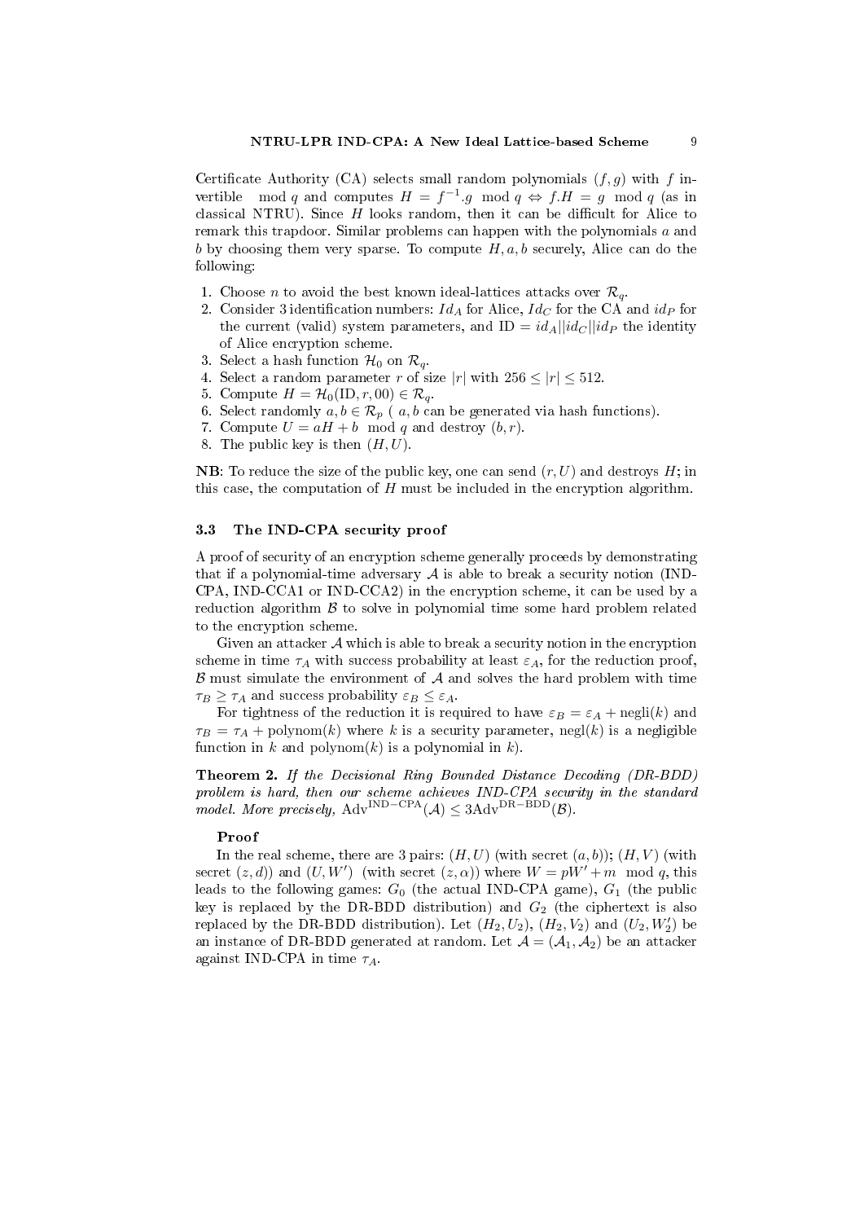Certificate Authority (CA) selects small random polynomials $(f, g)$ with $f$ invertible $\mod q$ and computes $H = f^{-1}.g \mod q \Leftrightarrow f.H = g \mod q$ (as in classical NTRU). Since $H$ looks random, then it can be difficult for Alice to remark this trapdoor. Similar problems can happen with the polynomials $a$ and $b$ by choosing them very sparse. To compute $H, a, b$ securely, Alice can do the following:

1. Choose $n$ to avoid the best known ideal-lattices attacks over $\mathcal{R}_q$.
2. Consider 3 identification numbers: $Id_A$ for Alice, $Id_C$ for the CA and $id_P$ for the current (valid) system parameters, and $\text{ID} = id_A||id_C||id_P$ the identity of Alice encryption scheme.
3. Select a hash function $\mathcal{H}_0$ on $\mathcal{R}_q$.
4. Select a random parameter $r$ of size $|r|$ with $256 \leq |r| \leq 512$.
5. Compute $H = \mathcal{H}_0(\text{ID}, r, 00) \in \mathcal{R}_q$.
6. Select randomly $a, b \in \mathcal{R}_p$ ( $a, b$ can be generated via hash functions).
7. Compute $U = aH + b \mod q$ and destroy $(b, r)$.
8. The public key is then $(H, U)$.

**NB**: To reduce the size of the public key, one can send $(r, U)$ and destroys $H$; in this case, the computation of $H$ must be included in the encryption algorithm.

### 3.3 The IND-CPA security proof

A proof of security of an encryption scheme generally proceeds by demonstrating that if a polynomial-time adversary $\mathcal{A}$ is able to break a security notion (IND-CPA, IND-CCA1 or IND-CCA2) in the encryption scheme, it can be used by a reduction algorithm $\mathcal{B}$ to solve in polynomial time some hard problem related to the encryption scheme.

Given an attacker $\mathcal{A}$ which is able to break a security notion in the encryption scheme in time $\tau_A$ with success probability at least $\varepsilon_A$, for the reduction proof, $\mathcal{B}$ must simulate the environment of $\mathcal{A}$ and solves the hard problem with time $\tau_B \geq \tau_A$ and success probability $\varepsilon_B \leq \varepsilon_A$.

For tightness of the reduction it is required to have $\varepsilon_B = \varepsilon_A + \text{negli}(k)$ and $\tau_B = \tau_A + \text{polynom}(k)$ where $k$ is a security parameter, $\text{negl}(k)$ is a negligible function in $k$ and $\text{polynom}(k)$ is a polynomial in $k$).

**Theorem 2.** *If the Decisional Ring Bounded Distance Decoding (DR-BDD) problem is hard, then our scheme achieves IND-CPA security in the standard model. More precisely,* $\text{Adv}^{\text{IND-CPA}}(\mathcal{A}) \leq 3\text{Adv}^{\text{DR-BDD}}(\mathcal{B})$.

**Proof**

In the real scheme, there are 3 pairs: $(H, U)$ (with secret $(a, b)$); $(H, V)$ (with secret $(z, d)$) and $(U, W')$ (with secret $(z, \alpha)$) where $W = pW' + m \mod q$, this leads to the following games: $G_0$ (the actual IND-CPA game), $G_1$ (the public key is replaced by the DR-BDD distribution) and $G_2$ (the ciphertext is also replaced by the DR-BDD distribution). Let $(H_2, U_2)$, $(H_2, V_2)$ and $(U_2, W_2')$ be an instance of DR-BDD generated at random. Let $\mathcal{A} = (\mathcal{A}_1, \mathcal{A}_2)$ be an attacker against IND-CPA in time $\tau_A$.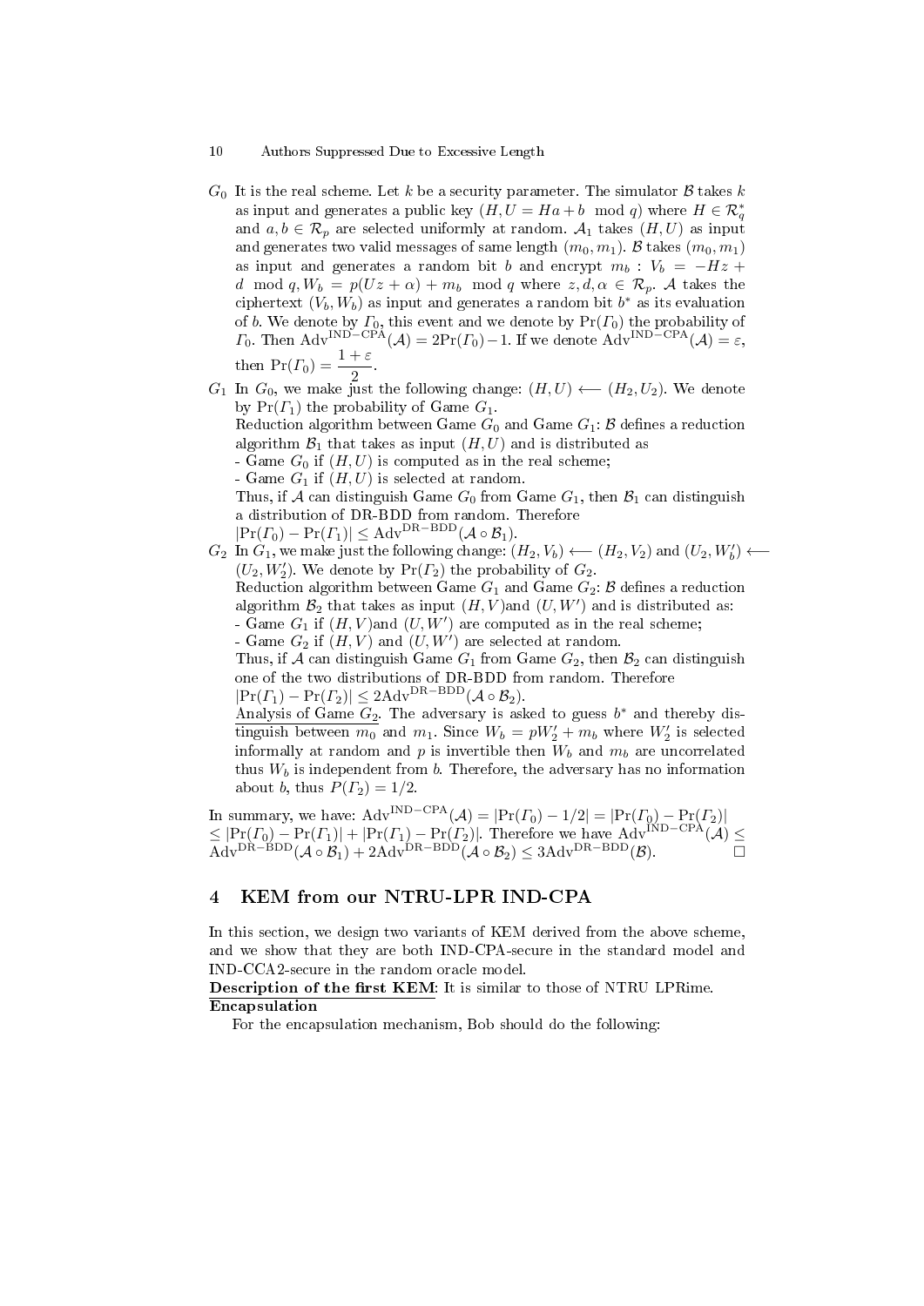- $G_0$ It is the real scheme. Let $k$ be a security parameter. The simulator $\mathcal{B}$ takes $k$ as input and generates a public key $(H, U = Ha + b \mod q)$ where $H \in \mathcal{R}_q^*$ and $a, b \in \mathcal{R}_p$ are selected uniformly at random. $\mathcal{A}_1$ takes $(H, U)$ as input and generates two valid messages of same length $(m_0, m_1)$. $\mathcal{B}$ takes $(m_0, m_1)$ as input and generates a random bit $b$ and encrypt $m_b$ : $V_b = -Hz + d \mod q, W_b = p(Uz + \alpha) + m_b \mod q$ where $z, d, \alpha \in \mathcal{R}_p$. $\mathcal{A}$ takes the ciphertext $(V_b, W_b)$ as input and generates a random bit $b^*$ as its evaluation of $b$. We denote by $\Gamma_0$, this event and we denote by $\Pr(\Gamma_0)$ the probability of $\Gamma_0$. Then $\mathrm{Adv}^{\mathrm{IND-CPA}}(\mathcal{A}) = 2\Pr(\Gamma_0) - 1$. If we denote $\mathrm{Adv}^{\mathrm{IND-CPA}}(\mathcal{A}) = \varepsilon$, then $\Pr(\Gamma_0) = \dfrac{1+\varepsilon}{2}$.
- $G_1$ In $G_0$, we make just the following change: $(H, U) \longleftarrow (H_2, U_2)$. We denote by $\Pr(\Gamma_1)$ the probability of Game $G_1$.
  Reduction algorithm between Game $G_0$ and Game $G_1$: $\mathcal{B}$ defines a reduction algorithm $\mathcal{B}_1$ that takes as input $(H, U)$ and is distributed as
  - Game $G_0$ if $(H, U)$ is computed as in the real scheme;
  - Game $G_1$ if $(H, U)$ is selected at random.
  
  Thus, if $\mathcal{A}$ can distinguish Game $G_0$ from Game $G_1$, then $\mathcal{B}_1$ can distinguish a distribution of DR-BDD from random. Therefore
  $|\Pr(\Gamma_0) - \Pr(\Gamma_1)| \leq \mathrm{Adv}^{\mathrm{DR-BDD}}(\mathcal{A} \circ \mathcal{B}_1)$.
- $G_2$ In $G_1$, we make just the following change: $(H_2, V_b) \longleftarrow (H_2, V_2)$ and $(U_2, W_b') \longleftarrow (U_2, W_2')$. We denote by $\Pr(\Gamma_2)$ the probability of $G_2$.
  Reduction algorithm between Game $G_1$ and Game $G_2$: $\mathcal{B}$ defines a reduction algorithm $\mathcal{B}_2$ that takes as input $(H, V)$and $(U, W')$ and is distributed as:
  - Game $G_1$ if $(H, V)$and $(U, W')$ are computed as in the real scheme;
  - Game $G_2$ if $(H, V)$ and $(U, W')$ are selected at random.
  
  Thus, if $\mathcal{A}$ can distinguish Game $G_1$ from Game $G_2$, then $\mathcal{B}_2$ can distinguish one of the two distributions of DR-BDD from random. Therefore
  $|\Pr(\Gamma_1) - \Pr(\Gamma_2)| \leq 2\mathrm{Adv}^{\mathrm{DR-BDD}}(\mathcal{A} \circ \mathcal{B}_2)$.
  <u>Analysis of Game $G_2$</u>. The adversary is asked to guess $b^*$ and thereby distinguish between $m_0$ and $m_1$. Since $W_b = pW_2' + m_b$ where $W_2'$ is selected informally at random and $p$ is invertible then $W_b$ and $m_b$ are uncorrelated thus $W_b$ is independent from $b$. Therefore, the adversary has no information about $b$, thus $P(\Gamma_2) = 1/2$.

In summary, we have: $\mathrm{Adv}^{\mathrm{IND-CPA}}(\mathcal{A}) = |\Pr(\Gamma_0) - 1/2| = |\Pr(\Gamma_0) - \Pr(\Gamma_2)|$ $\leq |\Pr(\Gamma_0) - \Pr(\Gamma_1)| + |\Pr(\Gamma_1) - \Pr(\Gamma_2)|$. Therefore we have $\mathrm{Adv}^{\mathrm{IND-CPA}}(\mathcal{A}) \leq \mathrm{Adv}^{\mathrm{DR-BDD}}(\mathcal{A} \circ \mathcal{B}_1) + 2\mathrm{Adv}^{\mathrm{DR-BDD}}(\mathcal{A} \circ \mathcal{B}_2) \leq 3\mathrm{Adv}^{\mathrm{DR-BDD}}(\mathcal{B})$. □

## 4 KEM from our NTRU-LPR IND-CPA

In this section, we design two variants of KEM derived from the above scheme, and we show that they are both IND-CPA-secure in the standard model and IND-CCA2-secure in the random oracle model.

<u>**Description of the first KEM**</u>: It is similar to those of NTRU LPRime.

**Encapsulation**

For the encapsulation mechanism, Bob should do the following: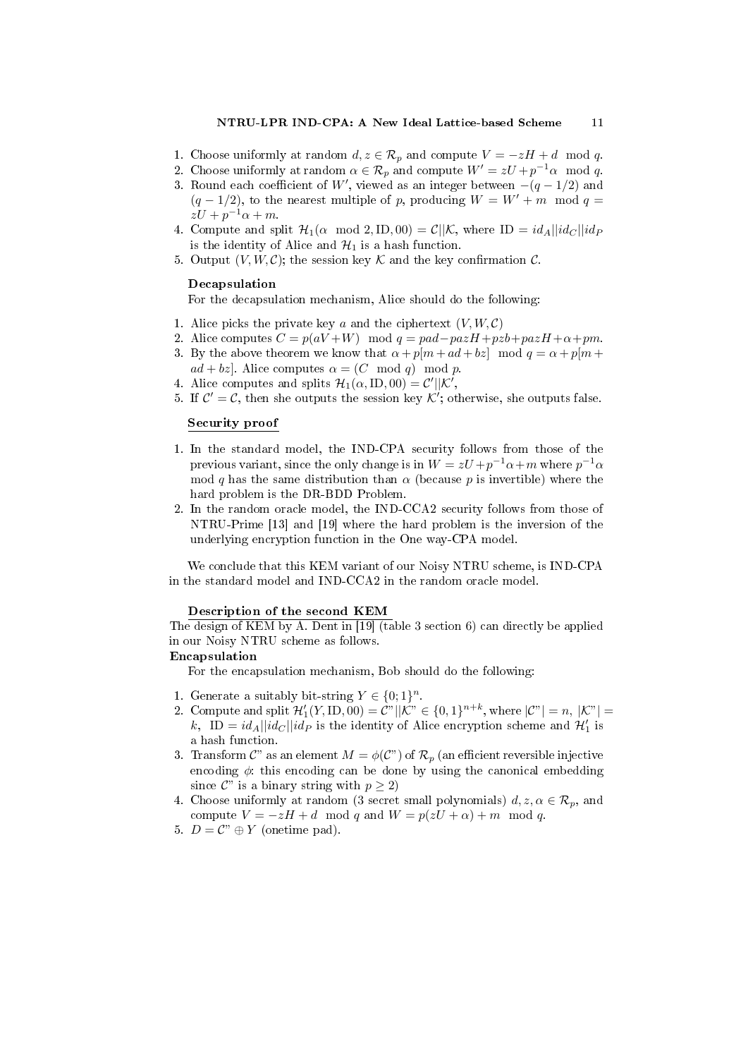1. Choose uniformly at random $d, z \in \mathcal{R}_p$ and compute $V = -zH + d \mod q$.
2. Choose uniformly at random $\alpha \in \mathcal{R}_p$ and compute $W' = zU + p^{-1}\alpha \mod q$.
3. Round each coefficient of $W'$, viewed as an integer between $-(q-1/2)$ and $(q-1/2)$, to the nearest multiple of $p$, producing $W = W' + m \mod q = zU + p^{-1}\alpha + m$.
4. Compute and split $\mathcal{H}_1(\alpha \mod 2, \mathrm{ID}, 00) = \mathcal{C}||\mathcal{K}$, where $\mathrm{ID} = id_A||id_C||id_P$ is the identity of Alice and $\mathcal{H}_1$ is a hash function.
5. Output $(V, W, \mathcal{C})$; the session key $\mathcal{K}$ and the key confirmation $\mathcal{C}$.

**Decapsulation**

For the decapsulation mechanism, Alice should do the following:

1. Alice picks the private key $a$ and the ciphertext $(V, W, \mathcal{C})$
2. Alice computes $C = p(aV + W) \mod q = pad - pazH + pzb + pazH + \alpha + pm$.
3. By the above theorem we know that $\alpha + p[m + ad + bz] \mod q = \alpha + p[m + ad + bz]$. Alice computes $\alpha = (C \mod q) \mod p$.
4. Alice computes and splits $\mathcal{H}_1(\alpha, \mathrm{ID}, 00) = \mathcal{C}'||\mathcal{K}'$,
5. If $\mathcal{C}' = \mathcal{C}$, then she outputs the session key $\mathcal{K}'$; otherwise, she outputs false.

**Security proof**

1. In the standard model, the IND-CPA security follows from those of the previous variant, since the only change is in $W = zU + p^{-1}\alpha + m$ where $p^{-1}\alpha \mod q$ has the same distribution than $\alpha$ (because $p$ is invertible) where the hard problem is the DR-BDD Problem.
2. In the random oracle model, the IND-CCA2 security follows from those of NTRU-Prime [13] and [19] where the hard problem is the inversion of the underlying encryption function in the One way-CPA model.

We conclude that this KEM variant of our Noisy NTRU scheme, is IND-CPA in the standard model and IND-CCA2 in the random oracle model.

**Description of the second KEM**

The design of KEM by A. Dent in [19] (table 3 section 6) can directly be applied in our Noisy NTRU scheme as follows.

**Encapsulation**

For the encapsulation mechanism, Bob should do the following:

1. Generate a suitably bit-string $Y \in \{0;1\}^n$.
2. Compute and split $\mathcal{H}'_1(Y, \mathrm{ID}, 00) = \mathcal{C}"||\mathcal{K}" \in \{0,1\}^{n+k}$, where $|\mathcal{C}"| = n$, $|\mathcal{K}"| = k$, $\mathrm{ID} = id_A||id_C||id_P$ is the identity of Alice encryption scheme and $\mathcal{H}'_1$ is a hash function.
3. Transform $\mathcal{C}"$ as an element $M = \phi(\mathcal{C}")$ of $\mathcal{R}_p$ (an efficient reversible injective encoding $\phi$: this encoding can be done by using the canonical embedding since $\mathcal{C}"$ is a binary string with $p \geq 2$)
4. Choose uniformly at random (3 secret small polynomials) $d, z, \alpha \in \mathcal{R}_p$, and compute $V = -zH + d \mod q$ and $W = p(zU + \alpha) + m \mod q$.
5. $D = \mathcal{C}" \oplus Y$ (onetime pad).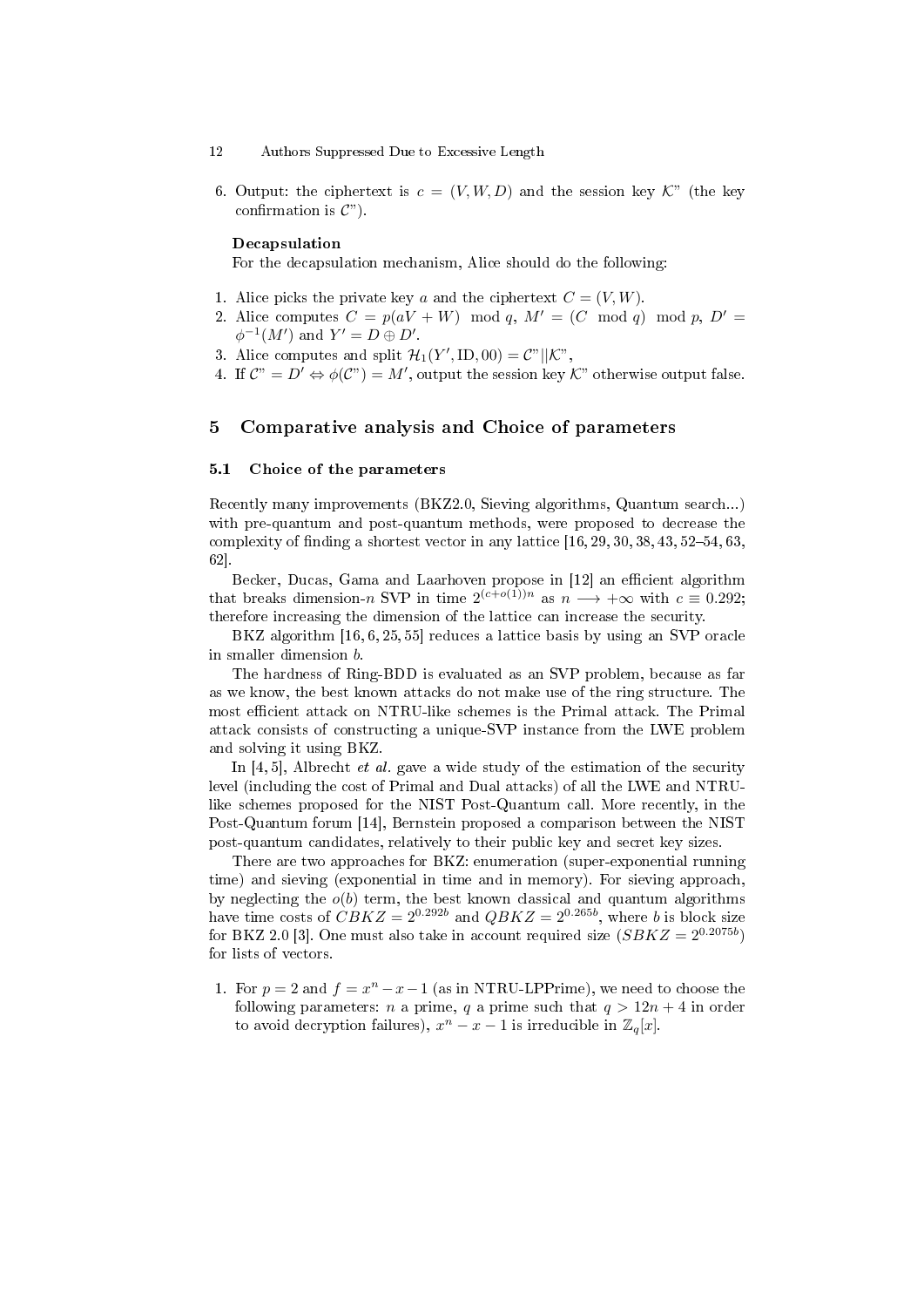6. Output: the ciphertext is $c = (V, W, D)$ and the session key $\mathcal{K}$" (the key confirmation is $\mathcal{C}$").

**Decapsulation**

For the decapsulation mechanism, Alice should do the following:

1. Alice picks the private key $a$ and the ciphertext $C = (V, W)$.
2. Alice computes $C = p(aV + W) \mod q$, $M' = (C \mod q) \mod p$, $D' = \phi^{-1}(M')$ and $Y' = D \oplus D'$.
3. Alice computes and split $\mathcal{H}_1(Y', \text{ID}, 00) = \mathcal{C}"||\mathcal{K}"$,
4. If $\mathcal{C}" = D' \Leftrightarrow \phi(\mathcal{C}") = M'$, output the session key $\mathcal{K}$" otherwise output false.

## 5 Comparative analysis and Choice of parameters

### 5.1 Choice of the parameters

Recently many improvements (BKZ2.0, Sieving algorithms, Quantum search...) with pre-quantum and post-quantum methods, were proposed to decrease the complexity of finding a shortest vector in any lattice [16, 29, 30, 38, 43, 52–54, 63, 62].

Becker, Ducas, Gama and Laarhoven propose in [12] an efficient algorithm that breaks dimension-$n$ SVP in time $2^{(c+o(1))n}$ as $n \longrightarrow +\infty$ with $c \equiv 0.292$; therefore increasing the dimension of the lattice can increase the security.

BKZ algorithm [16, 6, 25, 55] reduces a lattice basis by using an SVP oracle in smaller dimension $b$.

The hardness of Ring-BDD is evaluated as an SVP problem, because as far as we know, the best known attacks do not make use of the ring structure. The most efficient attack on NTRU-like schemes is the Primal attack. The Primal attack consists of constructing a unique-SVP instance from the LWE problem and solving it using BKZ.

In [4, 5], Albrecht *et al.* gave a wide study of the estimation of the security level (including the cost of Primal and Dual attacks) of all the LWE and NTRU-like schemes proposed for the NIST Post-Quantum call. More recently, in the Post-Quantum forum [14], Bernstein proposed a comparison between the NIST post-quantum candidates, relatively to their public key and secret key sizes.

There are two approaches for BKZ: enumeration (super-exponential running time) and sieving (exponential in time and in memory). For sieving approach, by neglecting the $o(b)$ term, the best known classical and quantum algorithms have time costs of $CBKZ = 2^{0.292b}$ and $QBKZ = 2^{0.265b}$, where $b$ is block size for BKZ 2.0 [3]. One must also take in account required size ($SBKZ = 2^{0.2075b}$) for lists of vectors.

1. For $p = 2$ and $f = x^n - x - 1$ (as in NTRU-LPPrime), we need to choose the following parameters: $n$ a prime, $q$ a prime such that $q > 12n + 4$ in order to avoid decryption failures), $x^n - x - 1$ is irreducible in $\mathbb{Z}_q[x]$.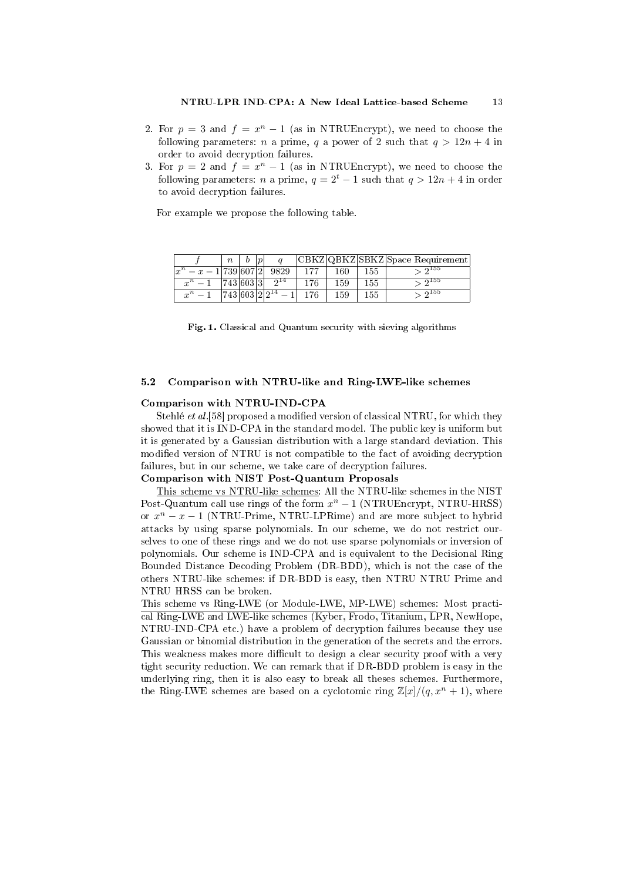2. For $p = 3$ and $f = x^n - 1$ (as in NTRUEncrypt), we need to choose the following parameters: $n$ a prime, $q$ a power of 2 such that $q > 12n + 4$ in order to avoid decryption failures.
3. For $p = 2$ and $f = x^n - 1$ (as in NTRUEncrypt), we need to choose the following parameters: $n$ a prime, $q = 2^t - 1$ such that $q > 12n + 4$ in order to avoid decryption failures.

For example we propose the following table.

| $f$ | $n$ | $b$ | $p$ | $q$ | CBKZ | QBKZ | SBKZ | Space Requirement |
|---|---|---|---|---|---|---|---|---|
| $x^n - x - 1$ | 739 | 607 | 2 | 9829 | 177 | 160 | 155 | $> 2^{155}$ |
| $x^n - 1$ | 743 | 603 | 3 | $2^{14}$ | 176 | 159 | 155 | $> 2^{155}$ |
| $x^n - 1$ | 743 | 603 | 2 | $2^{14} - 1$ | 176 | 159 | 155 | $> 2^{155}$ |

**Fig. 1.** Classical and Quantum security with sieving algorithms

### 5.2 Comparison with NTRU-like and Ring-LWE-like schemes

**Comparison with NTRU-IND-CPA**

Stehlé *et al.*[58] proposed a modified version of classical NTRU, for which they showed that it is IND-CPA in the standard model. The public key is uniform but it is generated by a Gaussian distribution with a large standard deviation. This modified version of NTRU is not compatible to the fact of avoiding decryption failures, but in our scheme, we take care of decryption failures.

**Comparison with NIST Post-Quantum Proposals**

This scheme vs NTRU-like schemes: All the NTRU-like schemes in the NIST Post-Quantum call use rings of the form $x^n - 1$ (NTRUEncrypt, NTRU-HRSS) or $x^n - x - 1$ (NTRU-Prime, NTRU-LPRime) and are more subject to hybrid attacks by using sparse polynomials. In our scheme, we do not restrict ourselves to one of these rings and we do not use sparse polynomials or inversion of polynomials. Our scheme is IND-CPA and is equivalent to the Decisional Ring Bounded Distance Decoding Problem (DR-BDD), which is not the case of the others NTRU-like schemes: if DR-BDD is easy, then NTRU NTRU Prime and NTRU HRSS can be broken.

This scheme vs Ring-LWE (or Module-LWE, MP-LWE) schemes: Most practical Ring-LWE and LWE-like schemes (Kyber, Frodo, Titanium, LPR, NewHope, NTRU-IND-CPA etc.) have a problem of decryption failures because they use Gaussian or binomial distribution in the generation of the secrets and the errors. This weakness makes more difficult to design a clear security proof with a very tight security reduction. We can remark that if DR-BDD problem is easy in the underlying ring, then it is also easy to break all theses schemes. Furthermore, the Ring-LWE schemes are based on a cyclotomic ring $\mathbb{Z}[x]/(q, x^n + 1)$, where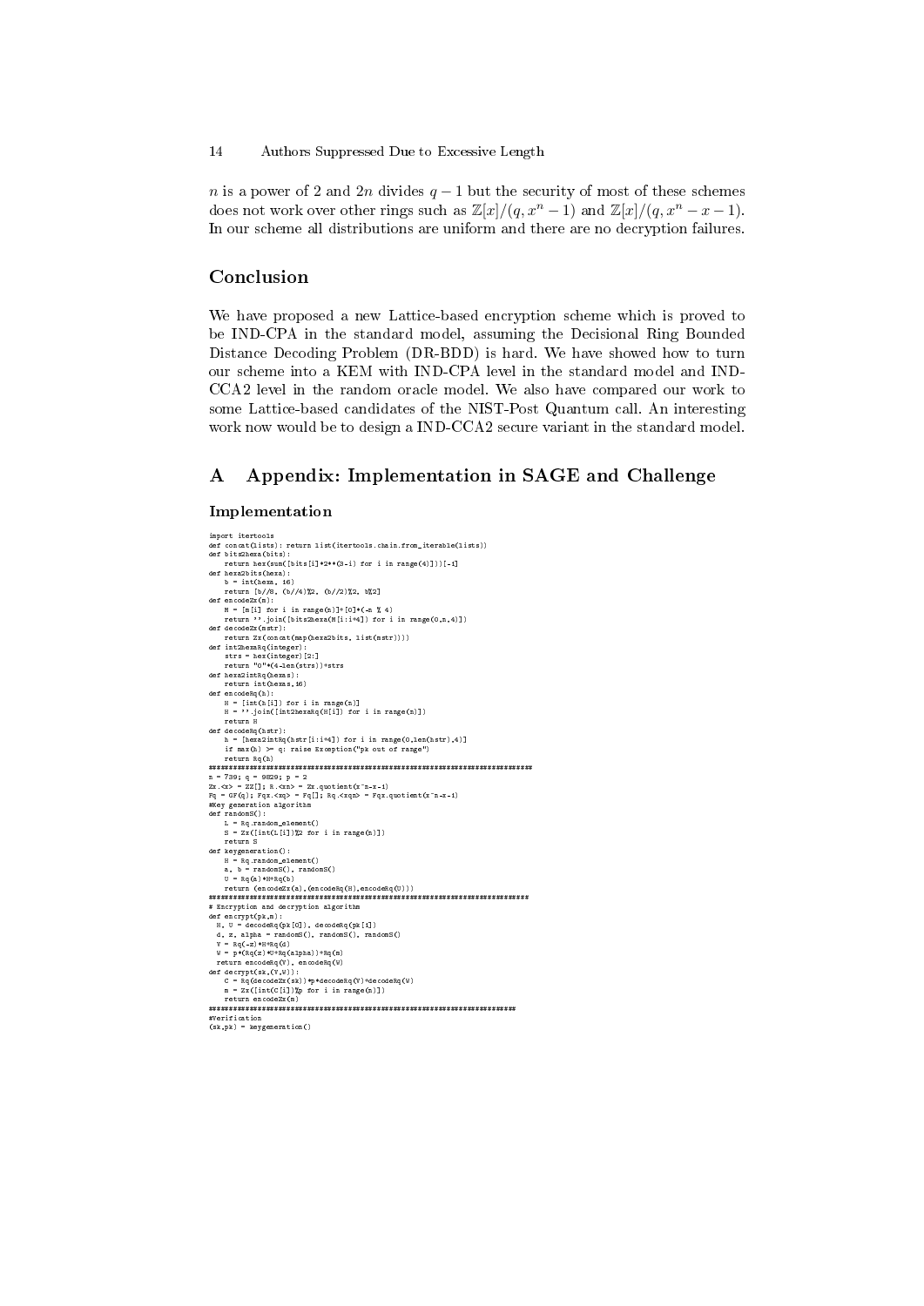$n$ is a power of 2 and $2n$ divides $q-1$ but the security of most of these schemes does not work over other rings such as $\mathbb{Z}[x]/(q, x^n - 1)$ and $\mathbb{Z}[x]/(q, x^n - x - 1)$. In our scheme all distributions are uniform and there are no decryption failures.

## Conclusion

We have proposed a new Lattice-based encryption scheme which is proved to be IND-CPA in the standard model, assuming the Decisional Ring Bounded Distance Decoding Problem (DR-BDD) is hard. We have showed how to turn our scheme into a KEM with IND-CPA level in the standard model and IND-CCA2 level in the random oracle model. We also have compared our work to some Lattice-based candidates of the NIST-Post Quantum call. An interesting work now would be to design a IND-CCA2 secure variant in the standard model.

## A Appendix: Implementation in SAGE and Challenge

### Implementation

```
import itertools
def concat(lists): return list(itertools.chain.from_iterable(lists))
def bits2hexa(bits):
    return hex(sum([bits[i]*2**(3-i) for i in range(4)]))[-1]
def hexa2bits(hexa):
    b = int(hexa, 16)
    return [b//8, (b//4)%2, (b//2)%2, b%2]
def encodeZx(m):
    M = [m[i] for i in range(n)]+[0]*(-n % 4)
    return ''.join([bits2hexa(M[i:i+4]) for i in range(0,n,4)])
def decodeZx(mstr):
    return Zx(concat(map(hexa2bits, list(mstr))))
def int2hexaRq(integer):
    strs = hex(integer)[2:]
    return "0"*(4-len(strs))+strs
def hexa2intRq(hexas):
    return int(hexas,16)
def encodeRq(h):
    H = [int(h[i]) for i in range(n)]
    H = ''.join([int2hexaRq(H[i]) for i in range(n)])
    return H
def decodeRq(hstr):
    h = [hexa2intRq(hstr[i:i+4]) for i in range(0,len(hstr),4)]
    if max(h) >= q: raise Exception("pk out of range")
    return Rq(h)
###########################################################################
n = 739; q = 9829; p = 2
Zx.<x> = ZZ[]; R.<xn> = Zx.quotient(x^n-x-1)
Fq = GF(q); Fqx.<xq> = Fq[]; Rq.<xqn> = Fqx.quotient(x^n-x-1)
#Key generation algorithm
def randomS():
    L = Rq.random_element()
    S = Zx([int(L[i])%2 for i in range(n)])
    return S
def keygeneration():
    H = Rq.random_element()
    a, b = randomS(), randomS()
    U = Rq(a)*H+Rq(b)
    return (encodeZx(a),(encodeRq(H),encodeRq(U)))
##########################################################################
# Encryption and decryption algorithm
def encrypt(pk,m):
  H, U = decodeRq(pk[0]), decodeRq(pk[1])
  d, z, alpha = randomS(), randomS(), randomS()
  V = Rq(-z)*H+Rq(d)
  W = p*(Rq(z)*U+Rq(alpha))+Rq(m)
  return encodeRq(V), encodeRq(W)
def decrypt(sk,(V,W)):
    C = Rq(decodeZx(sk))*p*decodeRq(V)+decodeRq(W)
    m = Zx([int(C[i])%p for i in range(n)])
    return encodeZx(m)
#######################################################################
#Verification
(sk,pk) = keygeneration()
```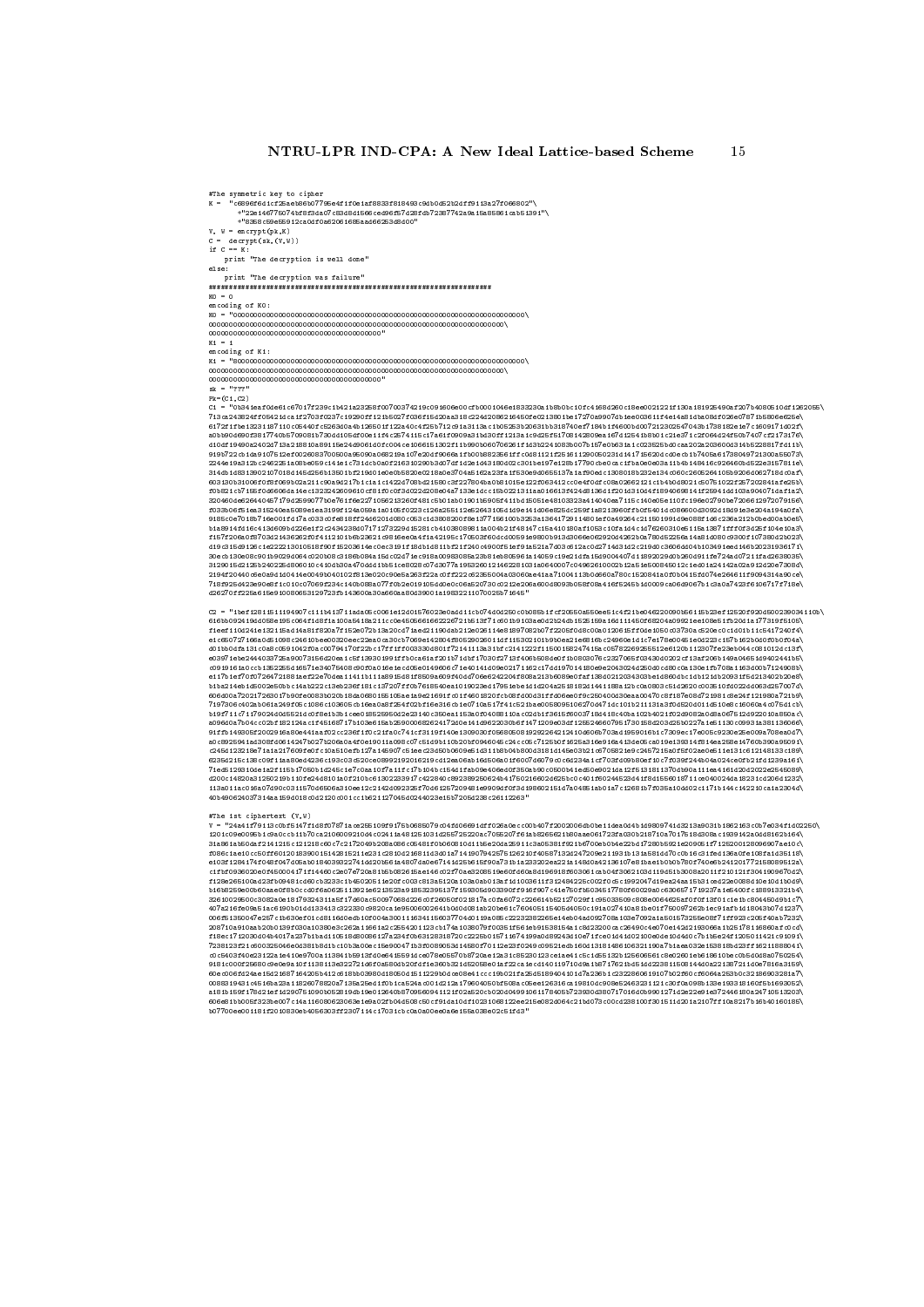```
#The symmetric key to cipher
K = "c6896f6d1cf25aeb86b07795e4f1f0e1af8833f818493c94b0d52b2dff9113a27f066802"\
      +"22e146775074bf8f3da07c83d8d1566ced96f57d28fdb72387742a9a15a85861cab51391"\
      +"8358c69e55912ca0df0a62061685aad66253d8d00"
V, W = encrypt(pk,K)
C = decrypt(sk,(V,W))
if C == K:
    print "The decryption is well done"
else:
    print "The decryption was failure"
##################################################################
K0 = 0
encoding of K0:
K0 = "000000000000000000000000000000000000000000000000000000000000000000000000\
000000000000000000000000000000000000000000000000000000000000000000000000\
0000000000000000000000000000000000000000"
K1 = 1
encoding of K1:
K1 = "800000000000000000000000000000000000000000000000000000000000000000000000\
000000000000000000000000000000000000000000000000000000000000000000000000\
0000000000000000000000000000000000000000"
sk = "???"
Pk=(C1,C2)
C1 = "0b341eaf0de61c67017f239c1b421a23258f007003742​19c091606e00cfb0001046e1833230a1b8b0bc10fc4168d260c18ee0021221f130a181925490af207b4080510df126205\
...

C2 = "1bef12811511194907c111b1371​1ada05c0061e12d01576023e0ad611cb074c0d250c0b085b1fcf20550a550ee51c4f21be046220090b56115b23ef12520f920d500239034110b\
...

#The 1st ciphertext (V,W)
V = "24a41f79113c0bf5147f1d8f0787 1ace255109f9176b068507 9c04fd06691df026a0ec c00b407f2002006db0e11dea0d4b19809741d3213a9031b1862163c0b7e034f1d0225 0\
...
```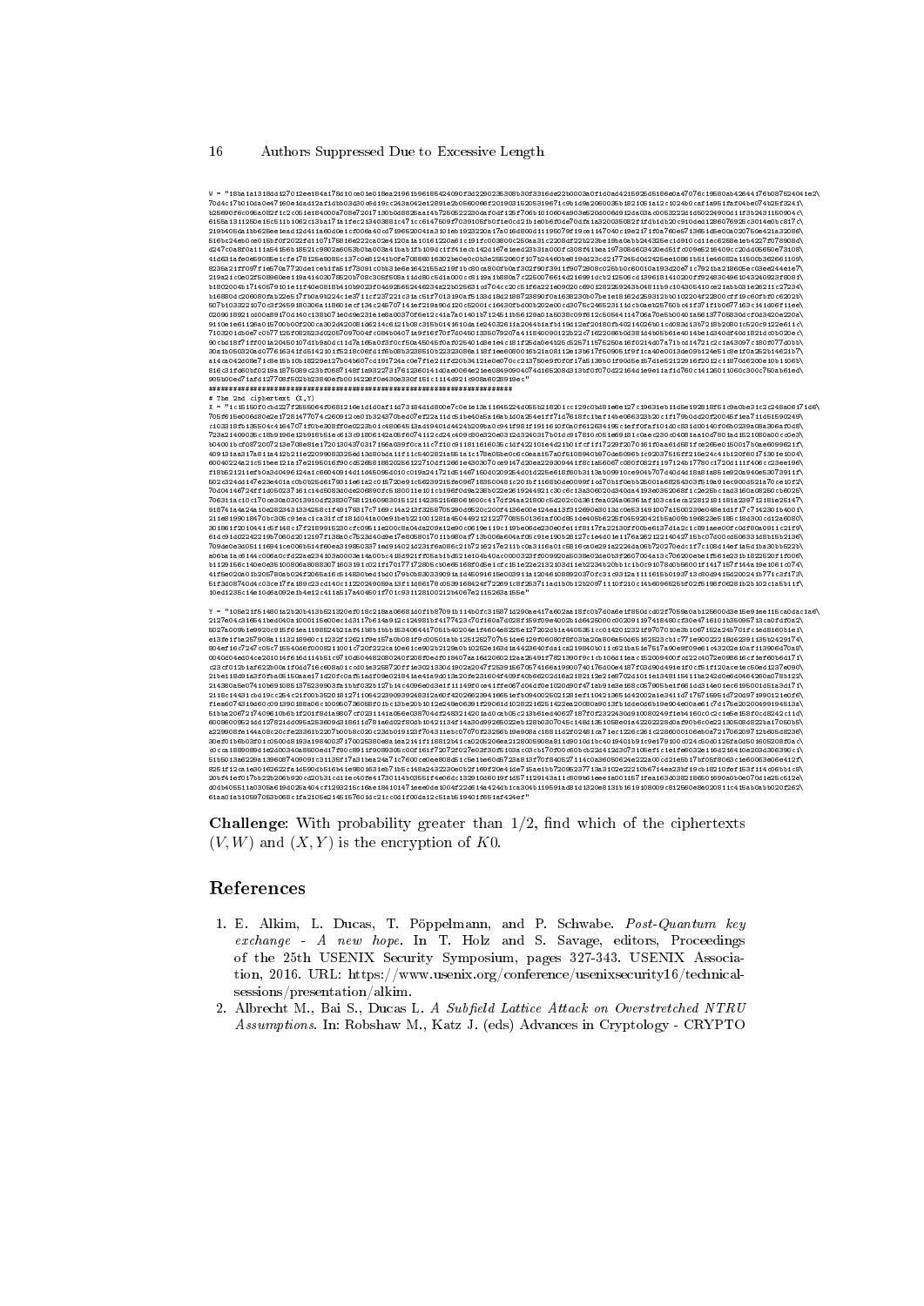```
W = "18ba1a1318dd127012ee184a178d10ce01e018ea2196b96185424090f3d2290235308b30f3316de22b0003a0f0d0ad4215925d5186e0a47076c19580ab42644176b087524041e2\
```

```
########################################################################
# The 2nd ciphertext (X,Y)
X = "1c15150f0cbd227f2555064f0681216e1d10af11d73184d1d800e7c0e1e13a11645224055b2182 01cc129c0d81e6e127c19631eb11d5e192818f51c9a0be31c2c248a0617 1d6\
```

```
Y = "105e21f51480a2b20b413b621320ef018c218aa0668 1d0f1b8709 1b114b0fc31587 1d290ae417a602aa18f0cb7d0a6e1f850dc 002f 7059a0ab125600d3e15e91ee115ca0dac1a6\
```

**Challenge**: With probability greater than $1/2$, find which of the ciphertexts $(V, W)$ and $(X, Y)$ is the encryption of $K0$.

## References

1. E. Alkim, L. Ducas, T. Pöppelmann, and P. Schwabe. *Post-Quantum key exchange - A new hope.* In T. Holz and S. Savage, editors, Proceedings of the 25th USENIX Security Symposium, pages 327-343. USENIX Association, 2016. URL: https://www.usenix.org/conference/usenixsecurity16/technical-sessions/presentation/alkim.
2. Albrecht M., Bai S., Ducas L. *A Subfield Lattice Attack on Overstretched NTRU Assumptions.* In: Robshaw M., Katz J. (eds) Advances in Cryptology - CRYPTO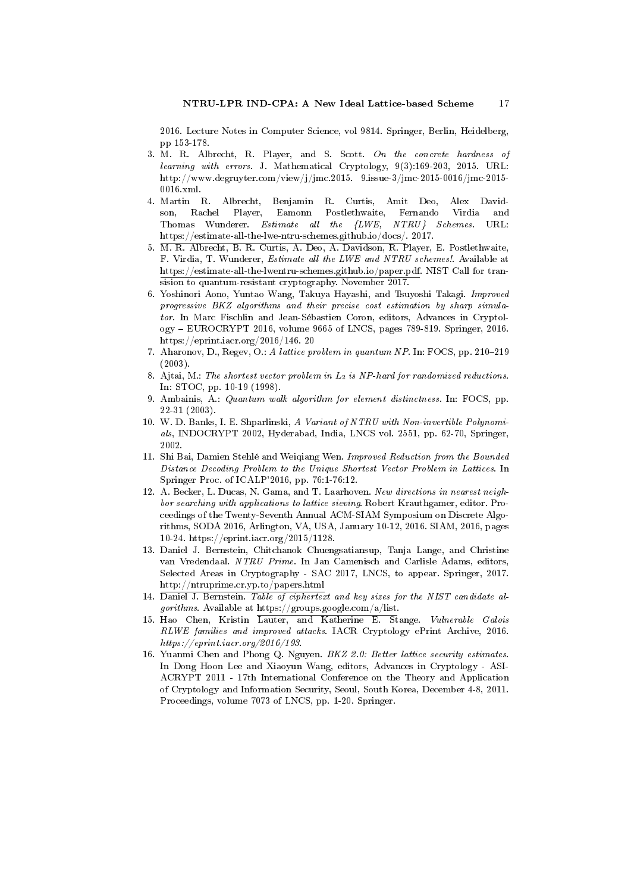2016. Lecture Notes in Computer Science, vol 9814. Springer, Berlin, Heidelberg, pp 153-178.

3. M. R. Albrecht, R. Player, and S. Scott. *On the concrete hardness of learning with errors*. J. Mathematical Cryptology, 9(3):169-203, 2015. URL: http://www.degruyter.com/view/j/jmc.2015. 9.issue-3/jmc-2015-0016/jmc-2015-0016.xml.
4. Martin R. Albrecht, Benjamin R. Curtis, Amit Deo, Alex Davidson, Rachel Player, Eamonn Postlethwaite, Fernando Virdia and Thomas Wunderer. *Estimate all the {LWE, NTRU} Schemes*. URL: https://estimate-all-the-lwe-ntru-schemes.github.io/docs/. 2017.
5. M. R. Albrecht, B. R. Curtis, A. Deo, A. Davidson, R. Player, E. Postlethwaite, F. Virdia, T. Wunderer, *Estimate all the LWE and NTRU schemes!*. Available at https://estimate-all-the-lwentru-schemes.github.io/paper.pdf. NIST Call for transision to quantum-resistant cryptography. November 2017.
6. Yoshinori Aono, Yuntao Wang, Takuya Hayashi, and Tsuyoshi Takagi. *Improved progressive BKZ algorithms and their precise cost estimation by sharp simulator*. In Marc Fischlin and Jean-Sébastien Coron, editors, Advances in Cryptology – EUROCRYPT 2016, volume 9665 of LNCS, pages 789-819. Springer, 2016. https://eprint.iacr.org/2016/146. 20
7. Aharonov, D., Regev, O.: *A lattice problem in quantum NP*. In: FOCS, pp. 210–219 (2003).
8. Ajtai, M.: *The shortest vector problem in $L_2$ is NP-hard for randomized reductions*. In: STOC, pp. 10-19 (1998).
9. Ambainis, A.: *Quantum walk algorithm for element distinctness*. In: FOCS, pp. 22-31 (2003).
10. W. D. Banks, I. E. Shparlinski, *A Variant of NTRU with Non-invertible Polynomials*, INDOCRYPT 2002, Hyderabad, India, LNCS vol. 2551, pp. 62-70, Springer, 2002.
11. Shi Bai, Damien Stehlé and Weiqiang Wen. *Improved Reduction from the Bounded Distance Decoding Problem to the Unique Shortest Vector Problem in Lattices*. In Springer Proc. of ICALP'2016, pp. 76:1-76:12.
12. A. Becker, L. Ducas, N. Gama, and T. Laarhoven. *New directions in nearest neighbor searching with applications to lattice sieving*. Robert Krauthgamer, editor. Proceedings of the Twenty-Seventh Annual ACM-SIAM Symposium on Discrete Algorithms, SODA 2016, Arlington, VA, USA, January 10-12, 2016. SIAM, 2016, pages 10-24. https://eprint.iacr.org/2015/1128.
13. Daniel J. Bernstein, Chitchanok Chuengsatiansup, Tanja Lange, and Christine van Vredendaal. *NTRU Prime*. In Jan Camenisch and Carlisle Adams, editors, Selected Areas in Cryptography - SAC 2017, LNCS, to appear. Springer, 2017. http://ntruprime.cr.yp.to/papers.html
14. Daniel J. Bernstein. *Table of ciphertext and key sizes for the NIST candidate algorithms*. Available at https://groups.google.com/a/list.
15. Hao Chen, Kristin Lauter, and Katherine E. Stange. *Vulnerable Galois RLWE families and improved attacks*. IACR Cryptology ePrint Archive, 2016. *https://eprint.iacr.org/2016/193*.
16. Yuanmi Chen and Phong Q. Nguyen. *BKZ 2.0: Better lattice security estimates*. In Dong Hoon Lee and Xiaoyun Wang, editors, Advances in Cryptology - ASIACRYPT 2011 - 17th International Conference on the Theory and Application of Cryptology and Information Security, Seoul, South Korea, December 4-8, 2011. Proceedings, volume 7073 of LNCS, pp. 1-20. Springer.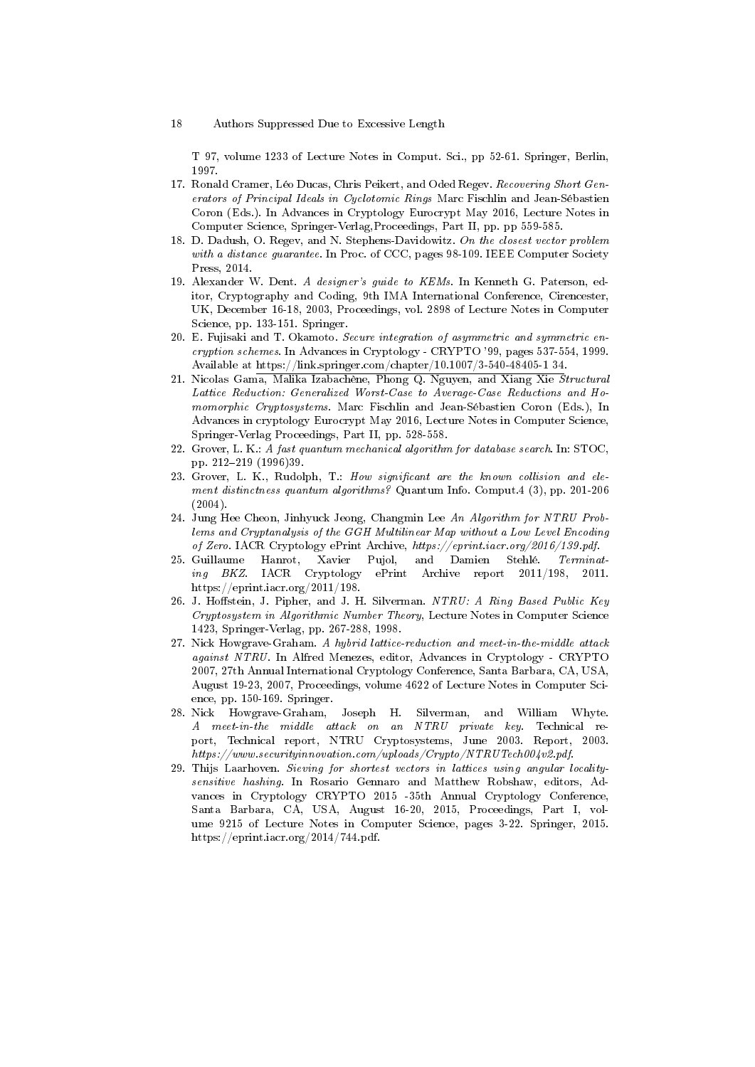T 97, volume 1233 of Lecture Notes in Comput. Sci., pp 52-61. Springer, Berlin, 1997.

17. Ronald Cramer, Léo Ducas, Chris Peikert, and Oded Regev. *Recovering Short Generators of Principal Ideals in Cyclotomic Rings* Marc Fischlin and Jean-Sébastien Coron (Eds.). In Advances in Cryptology Eurocrypt May 2016, Lecture Notes in Computer Science, Springer-Verlag,Proceedings, Part II, pp. pp 559-585.
18. D. Dadush, O. Regev, and N. Stephens-Davidowitz. *On the closest vector problem with a distance guarantee*. In Proc. of CCC, pages 98-109. IEEE Computer Society Press, 2014.
19. Alexander W. Dent. *A designer's guide to KEMs*. In Kenneth G. Paterson, editor, Cryptography and Coding, 9th IMA International Conference, Cirencester, UK, December 16-18, 2003, Proceedings, vol. 2898 of Lecture Notes in Computer Science, pp. 133-151. Springer.
20. E. Fujisaki and T. Okamoto. *Secure integration of asymmetric and symmetric encryption schemes*. In Advances in Cryptology - CRYPTO '99, pages 537-554, 1999. Available at https://link.springer.com/chapter/10.1007/3-540-48405-1 34.
21. Nicolas Gama, Malika Izabachène, Phong Q. Nguyen, and Xiang Xie *Structural Lattice Reduction: Generalized Worst-Case to Average-Case Reductions and Homomorphic Cryptosystems*. Marc Fischlin and Jean-Sébastien Coron (Eds.), In Advances in cryptology Eurocrypt May 2016, Lecture Notes in Computer Science, Springer-Verlag Proceedings, Part II, pp. 528-558.
22. Grover, L. K.: *A fast quantum mechanical algorithm for database search*. In: STOC, pp. 212–219 (1996)39.
23. Grover, L. K., Rudolph, T.: *How significant are the known collision and element distinctness quantum algorithms?* Quantum Info. Comput.4 (3), pp. 201-206 (2004).
24. Jung Hee Cheon, Jinhyuck Jeong, Changmin Lee *An Algorithm for NTRU Problems and Cryptanalysis of the GGH Multilinear Map without a Low Level Encoding of Zero*. IACR Cryptology ePrint Archive, *https://eprint.iacr.org/2016/139.pdf*.
25. Guillaume Hanrot, Xavier Pujol, and Damien Stehlé. *Terminating BKZ*. IACR Cryptology ePrint Archive report 2011/198, 2011. https://eprint.iacr.org/2011/198.
26. J. Hoffstein, J. Pipher, and J. H. Silverman. *NTRU: A Ring Based Public Key Cryptosystem in Algorithmic Number Theory*, Lecture Notes in Computer Science 1423, Springer-Verlag, pp. 267-288, 1998.
27. Nick Howgrave-Graham. *A hybrid lattice-reduction and meet-in-the-middle attack against NTRU*. In Alfred Menezes, editor, Advances in Cryptology - CRYPTO 2007, 27th Annual International Cryptology Conference, Santa Barbara, CA, USA, August 19-23, 2007, Proceedings, volume 4622 of Lecture Notes in Computer Science, pp. 150-169. Springer.
28. Nick Howgrave-Graham, Joseph H. Silverman, and William Whyte. *A meet-in-the middle attack on an NTRU private key*. Technical report, Technical report, NTRU Cryptosystems, June 2003. Report, 2003. *https://www.securityinnovation.com/uploads/Crypto/NTRUTech004v2.pdf*.
29. Thijs Laarhoven. *Sieving for shortest vectors in lattices using angular locality-sensitive hashing*. In Rosario Gennaro and Matthew Robshaw, editors, Advances in Cryptology CRYPTO 2015 -35th Annual Cryptology Conference, Santa Barbara, CA, USA, August 16-20, 2015, Proceedings, Part I, volume 9215 of Lecture Notes in Computer Science, pages 3-22. Springer, 2015. https://eprint.iacr.org/2014/744.pdf.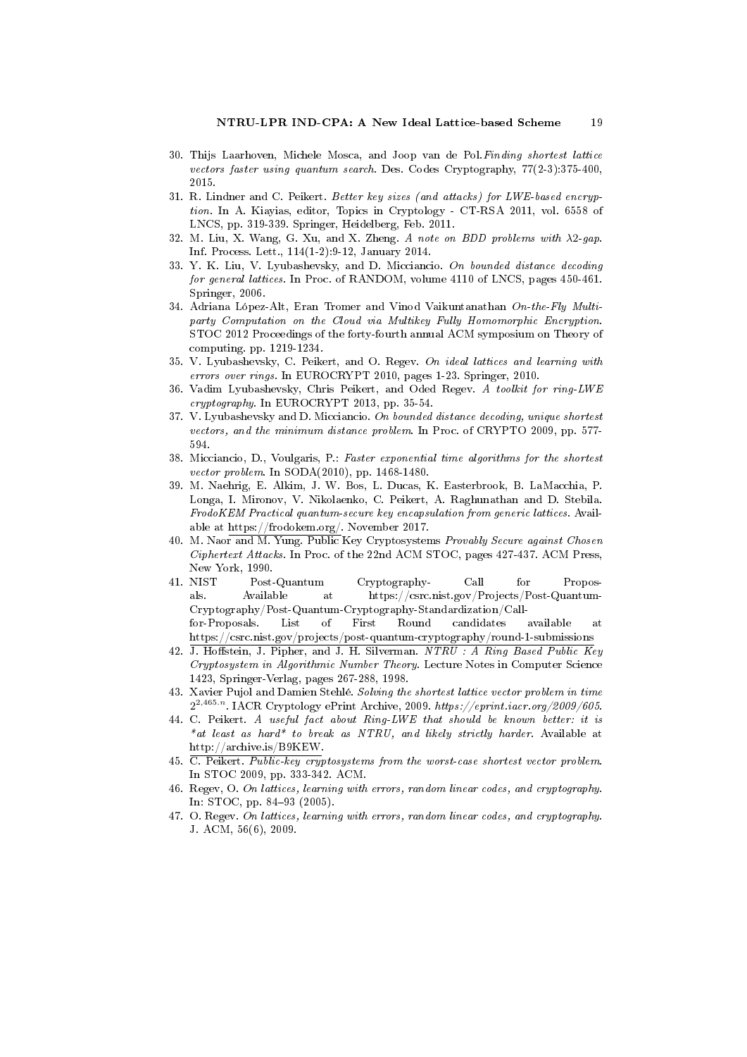30. Thijs Laarhoven, Michele Mosca, and Joop van de Pol.*Finding shortest lattice vectors faster using quantum search*. Des. Codes Cryptography, 77(2-3):375-400, 2015.
31. R. Lindner and C. Peikert. *Better key sizes (and attacks) for LWE-based encryption*. In A. Kiayias, editor, Topics in Cryptology - CT-RSA 2011, vol. 6558 of LNCS, pp. 319-339. Springer, Heidelberg, Feb. 2011.
32. M. Liu, X. Wang, G. Xu, and X. Zheng. *A note on BDD problems with $\lambda 2$-gap*. Inf. Process. Lett., 114(1-2):9-12, January 2014.
33. Y. K. Liu, V. Lyubashevsky, and D. Micciancio. *On bounded distance decoding for general lattices*. In Proc. of RANDOM, volume 4110 of LNCS, pages 450-461. Springer, 2006.
34. Adriana López-Alt, Eran Tromer and Vinod Vaikuntanathan *On-the-Fly Multiparty Computation on the Cloud via Multikey Fully Homomorphic Encryption*. STOC 2012 Proceedings of the forty-fourth annual ACM symposium on Theory of computing. pp. 1219-1234.
35. V. Lyubashevsky, C. Peikert, and O. Regev. *On ideal lattices and learning with errors over rings*. In EUROCRYPT 2010, pages 1-23. Springer, 2010.
36. Vadim Lyubashevsky, Chris Peikert, and Oded Regev. *A toolkit for ring-LWE cryptography*. In EUROCRYPT 2013, pp. 35-54.
37. V. Lyubashevsky and D. Micciancio. *On bounded distance decoding, unique shortest vectors, and the minimum distance problem*. In Proc. of CRYPTO 2009, pp. 577-594.
38. Micciancio, D., Voulgaris, P.: *Faster exponential time algorithms for the shortest vector problem*. In SODA(2010), pp. 1468-1480.
39. M. Naehrig, E. Alkim, J. W. Bos, L. Ducas, K. Easterbrook, B. LaMacchia, P. Longa, I. Mironov, V. Nikolaenko, C. Peikert, A. Raghunathan and D. Stebila. *FrodoKEM Practical quantum-secure key encapsulation from generic lattices*. Available at https://frodokem.org/. November 2017.
40. M. Naor and M. Yung. Public Key Cryptosystems *Provably Secure against Chosen Ciphertext Attacks*. In Proc. of the 22nd ACM STOC, pages 427-437. ACM Press, New York, 1990.
41. NIST Post-Quantum Cryptography- Call for Proposals. Available at https://csrc.nist.gov/Projects/Post-Quantum-Cryptography/Post-Quantum-Cryptography-Standardization/Call-for-Proposals. List of First Round candidates available at https://csrc.nist.gov/projects/post-quantum-cryptography/round-1-submissions
42. J. Hoffstein, J. Pipher, and J. H. Silverman. *NTRU : A Ring Based Public Key Cryptosystem in Algorithmic Number Theory*. Lecture Notes in Computer Science 1423, Springer-Verlag, pages 267-288, 1998.
43. Xavier Pujol and Damien Stehlé. *Solving the shortest lattice vector problem in time $2^{2.465 \cdot n}$*. IACR Cryptology ePrint Archive, 2009. *https://eprint.iacr.org/2009/605*.
44. C. Peikert. *A useful fact about Ring-LWE that should be known better: it is \*at least as hard\* to break as NTRU, and likely strictly harder*. Available at http://archive.is/B9KEW.
45. C. Peikert. *Public-key cryptosystems from the worst-case shortest vector problem*. In STOC 2009, pp. 333-342. ACM.
46. Regev, O. *On lattices, learning with errors, random linear codes, and cryptography*. In: STOC, pp. 84–93 (2005).
47. O. Regev. *On lattices, learning with errors, random linear codes, and cryptography*. J. ACM, 56(6), 2009.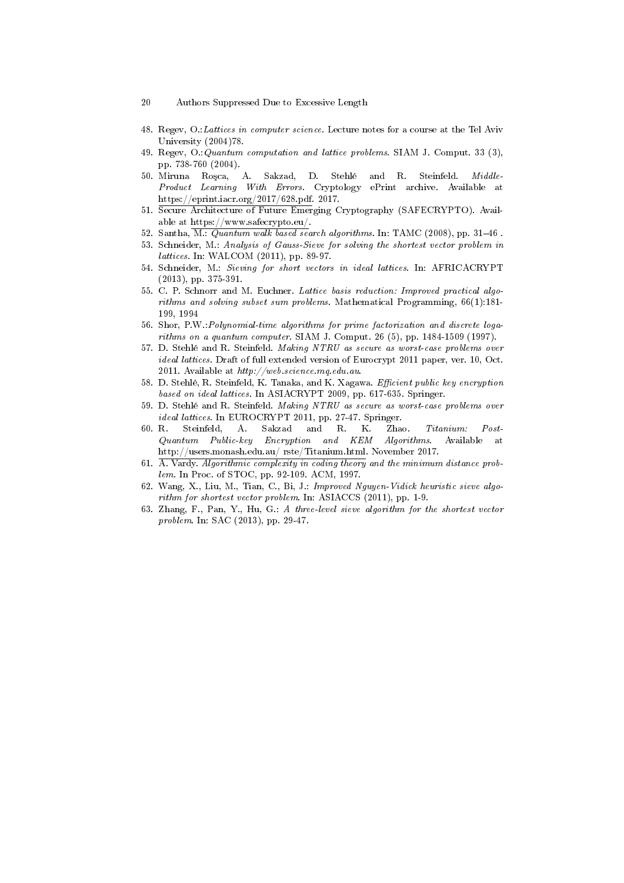48. Regev, O.:*Lattices in computer science*. Lecture notes for a course at the Tel Aviv University (2004)78.
49. Regev, O.:*Quantum computation and lattice problems*. SIAM J. Comput. 33 (3), pp. 738-760 (2004).
50. Miruna Roşca, A. Sakzad, D. Stehlé and R. Steinfeld. *Middle-Product Learning With Errors*. Cryptology ePrint archive. Available at https://eprint.iacr.org/2017/628.pdf. 2017.
51. Secure Architecture of Future Emerging Cryptography (SAFECRYPTO). Available at https://www.safecrypto.eu/.
52. Santha, M.: *Quantum walk based search algorithms*. In: TAMC (2008), pp. 31–46 .
53. Schneider, M.: *Analysis of Gauss-Sieve for solving the shortest vector problem in lattices*. In: WALCOM (2011), pp. 89-97.
54. Schneider, M.: *Sieving for short vectors in ideal lattices*. In: AFRICACRYPT (2013), pp. 375-391.
55. C. P. Schnorr and M. Euchner. *Lattice basis reduction: Improved practical algorithms and solving subset sum problems*. Mathematical Programming, 66(1):181-199, 1994
56. Shor, P.W.:*Polynomial-time algorithms for prime factorization and discrete logarithms on a quantum computer*. SIAM J. Comput. 26 (5), pp. 1484-1509 (1997).
57. D. Stehlé and R. Steinfeld. *Making NTRU as secure as worst-case problems over ideal lattices*. Draft of full extended version of Eurocrypt 2011 paper, ver. 10, Oct. 2011. Available at *http://web.science.mq.edu.au*.
58. D. Stehlé, R. Steinfeld, K. Tanaka, and K. Xagawa. *Efficient public key encryption based on ideal lattices*. In ASIACRYPT 2009, pp. 617-635. Springer.
59. D. Stehlé and R. Steinfeld. *Making NTRU as secure as worst-case problems over ideal lattices*. In EUROCRYPT 2011, pp. 27-47. Springer.
60. R. Steinfeld, A. Sakzad and R. K. Zhao. *Titanium: Post-Quantum Public-key Encryption and KEM Algorithms*. Available at http://users.monash.edu.au/ rste/Titanium.html. November 2017.
61. A. Vardy. *Algorithmic complexity in coding theory and the minimum distance problem*. In Proc. of STOC, pp. 92-109. ACM, 1997.
62. Wang, X., Liu, M., Tian, C., Bi, J.: *Improved Nguyen-Vidick heuristic sieve algorithm for shortest vector problem*. In: ASIACCS (2011), pp. 1-9.
63. Zhang, F., Pan, Y., Hu, G.: *A three-level sieve algorithm for the shortest vector problem*. In: SAC (2013), pp. 29-47.